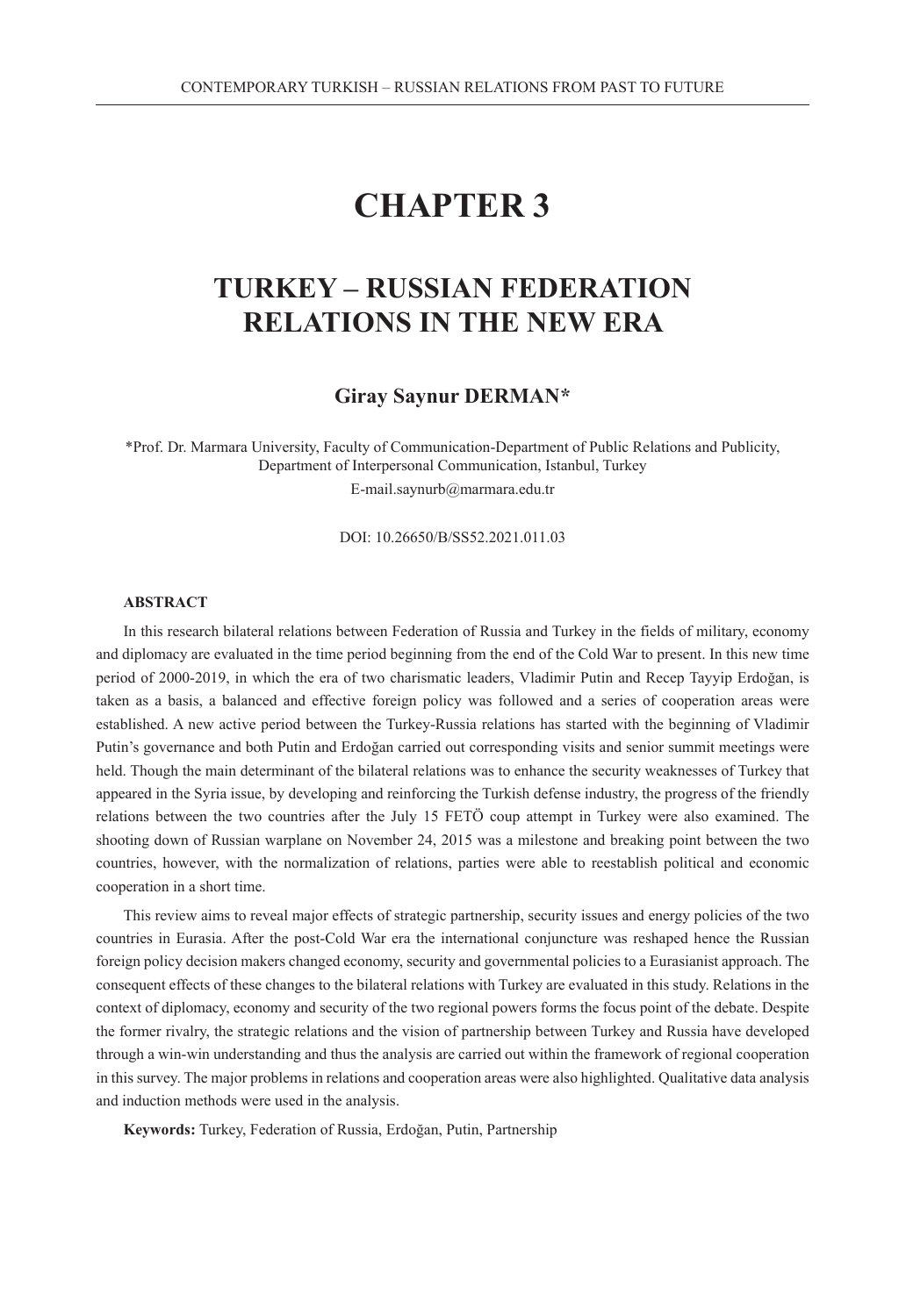# CHAPTER 3

## TURKEY – RUSSIAN FEDERATION RELATIONS IN THE NEW ERA

**Giray Saynur DERMAN***

*Prof. Dr. Marmara University, Faculty of Communication-Department of Public Relations and Publicity, Department of Interpersonal Communication, Istanbul, Turkey

E-mail.saynurb@marmara.edu.tr

DOI: 10.26650/B/SS52.2021.011.03

**ABSTRACT**

In this research bilateral relations between Federation of Russia and Turkey in the fields of military, economy and diplomacy are evaluated in the time period beginning from the end of the Cold War to present. In this new time period of 2000-2019, in which the era of two charismatic leaders, Vladimir Putin and Recep Tayyip Erdoğan, is taken as a basis, a balanced and effective foreign policy was followed and a series of cooperation areas were established. A new active period between the Turkey-Russia relations has started with the beginning of Vladimir Putin's governance and both Putin and Erdoğan carried out corresponding visits and senior summit meetings were held. Though the main determinant of the bilateral relations was to enhance the security weaknesses of Turkey that appeared in the Syria issue, by developing and reinforcing the Turkish defense industry, the progress of the friendly relations between the two countries after the July 15 FETÖ coup attempt in Turkey were also examined. The shooting down of Russian warplane on November 24, 2015 was a milestone and breaking point between the two countries, however, with the normalization of relations, parties were able to reestablish political and economic cooperation in a short time.

This review aims to reveal major effects of strategic partnership, security issues and energy policies of the two countries in Eurasia. After the post-Cold War era the international conjuncture was reshaped hence the Russian foreign policy decision makers changed economy, security and governmental policies to a Eurasianist approach. The consequent effects of these changes to the bilateral relations with Turkey are evaluated in this study. Relations in the context of diplomacy, economy and security of the two regional powers forms the focus point of the debate. Despite the former rivalry, the strategic relations and the vision of partnership between Turkey and Russia have developed through a win-win understanding and thus the analysis are carried out within the framework of regional cooperation in this survey. The major problems in relations and cooperation areas were also highlighted. Qualitative data analysis and induction methods were used in the analysis.

**Keywords:** Turkey, Federation of Russia, Erdoğan, Putin, Partnership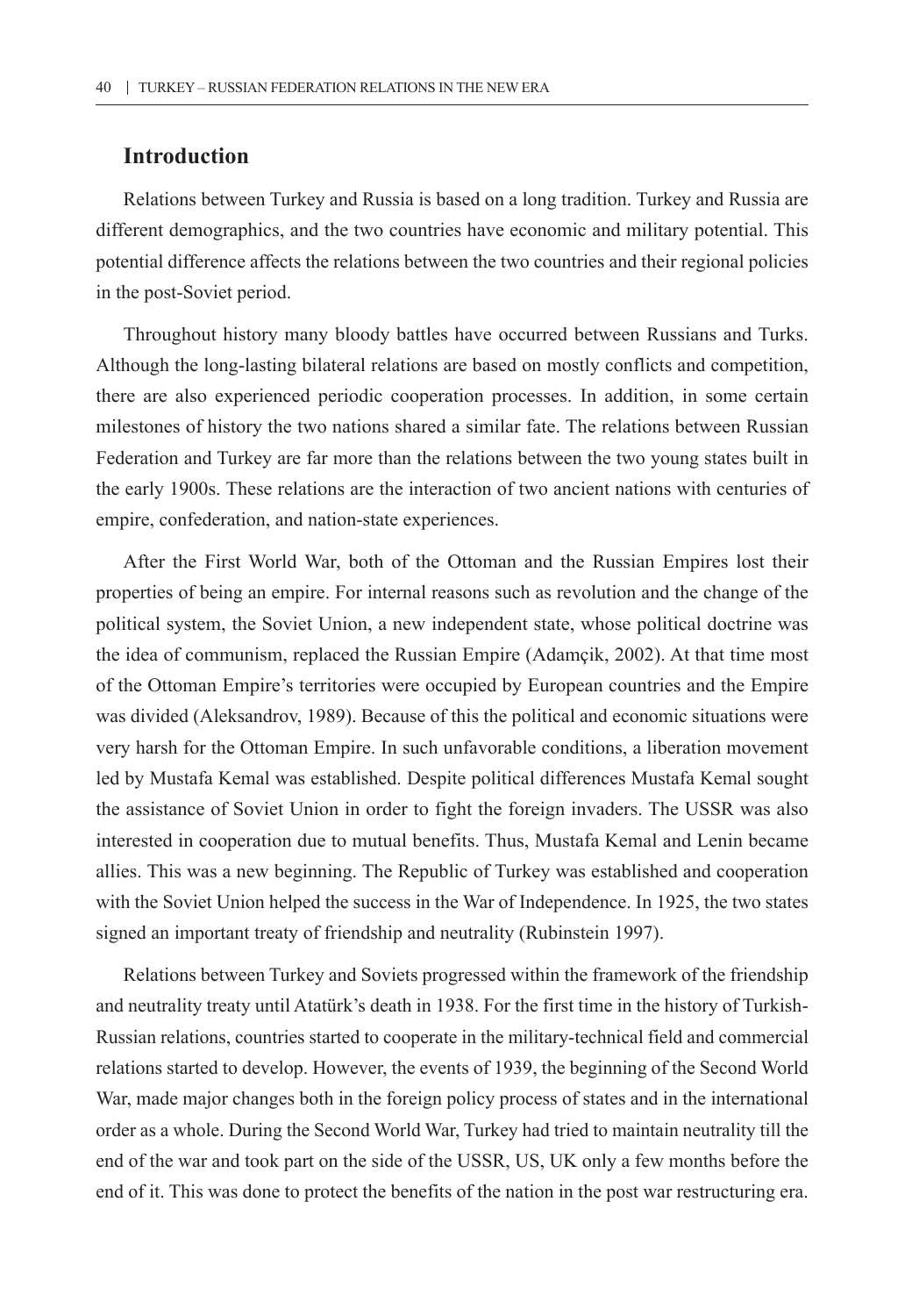## Introduction

Relations between Turkey and Russia is based on a long tradition. Turkey and Russia are different demographics, and the two countries have economic and military potential. This potential difference affects the relations between the two countries and their regional policies in the post-Soviet period.

Throughout history many bloody battles have occurred between Russians and Turks. Although the long-lasting bilateral relations are based on mostly conflicts and competition, there are also experienced periodic cooperation processes. In addition, in some certain milestones of history the two nations shared a similar fate. The relations between Russian Federation and Turkey are far more than the relations between the two young states built in the early 1900s. These relations are the interaction of two ancient nations with centuries of empire, confederation, and nation-state experiences.

After the First World War, both of the Ottoman and the Russian Empires lost their properties of being an empire. For internal reasons such as revolution and the change of the political system, the Soviet Union, a new independent state, whose political doctrine was the idea of communism, replaced the Russian Empire (Adamçik, 2002). At that time most of the Ottoman Empire's territories were occupied by European countries and the Empire was divided (Aleksandrov, 1989). Because of this the political and economic situations were very harsh for the Ottoman Empire. In such unfavorable conditions, a liberation movement led by Mustafa Kemal was established. Despite political differences Mustafa Kemal sought the assistance of Soviet Union in order to fight the foreign invaders. The USSR was also interested in cooperation due to mutual benefits. Thus, Mustafa Kemal and Lenin became allies. This was a new beginning. The Republic of Turkey was established and cooperation with the Soviet Union helped the success in the War of Independence. In 1925, the two states signed an important treaty of friendship and neutrality (Rubinstein 1997).

Relations between Turkey and Soviets progressed within the framework of the friendship and neutrality treaty until Atatürk's death in 1938. For the first time in the history of Turkish-Russian relations, countries started to cooperate in the military-technical field and commercial relations started to develop. However, the events of 1939, the beginning of the Second World War, made major changes both in the foreign policy process of states and in the international order as a whole. During the Second World War, Turkey had tried to maintain neutrality till the end of the war and took part on the side of the USSR, US, UK only a few months before the end of it. This was done to protect the benefits of the nation in the post war restructuring era.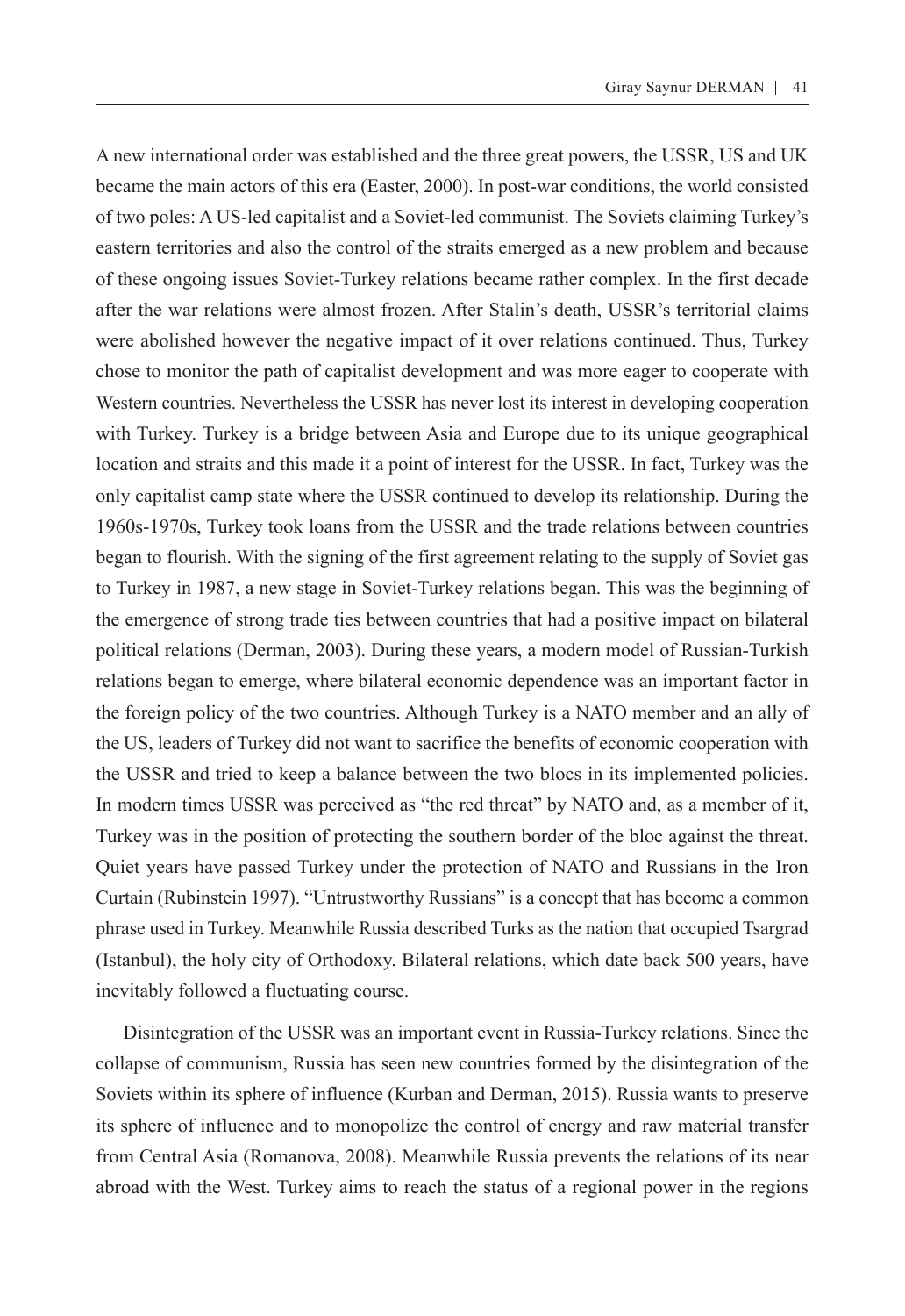A new international order was established and the three great powers, the USSR, US and UK became the main actors of this era (Easter, 2000). In post-war conditions, the world consisted of two poles: A US-led capitalist and a Soviet-led communist. The Soviets claiming Turkey's eastern territories and also the control of the straits emerged as a new problem and because of these ongoing issues Soviet-Turkey relations became rather complex. In the first decade after the war relations were almost frozen. After Stalin's death, USSR's territorial claims were abolished however the negative impact of it over relations continued. Thus, Turkey chose to monitor the path of capitalist development and was more eager to cooperate with Western countries. Nevertheless the USSR has never lost its interest in developing cooperation with Turkey. Turkey is a bridge between Asia and Europe due to its unique geographical location and straits and this made it a point of interest for the USSR. In fact, Turkey was the only capitalist camp state where the USSR continued to develop its relationship. During the 1960s-1970s, Turkey took loans from the USSR and the trade relations between countries began to flourish. With the signing of the first agreement relating to the supply of Soviet gas to Turkey in 1987, a new stage in Soviet-Turkey relations began. This was the beginning of the emergence of strong trade ties between countries that had a positive impact on bilateral political relations (Derman, 2003). During these years, a modern model of Russian-Turkish relations began to emerge, where bilateral economic dependence was an important factor in the foreign policy of the two countries. Although Turkey is a NATO member and an ally of the US, leaders of Turkey did not want to sacrifice the benefits of economic cooperation with the USSR and tried to keep a balance between the two blocs in its implemented policies. In modern times USSR was perceived as "the red threat" by NATO and, as a member of it, Turkey was in the position of protecting the southern border of the bloc against the threat. Quiet years have passed Turkey under the protection of NATO and Russians in the Iron Curtain (Rubinstein 1997). "Untrustworthy Russians" is a concept that has become a common phrase used in Turkey. Meanwhile Russia described Turks as the nation that occupied Tsargrad (Istanbul), the holy city of Orthodoxy. Bilateral relations, which date back 500 years, have inevitably followed a fluctuating course.

Disintegration of the USSR was an important event in Russia-Turkey relations. Since the collapse of communism, Russia has seen new countries formed by the disintegration of the Soviets within its sphere of influence (Kurban and Derman, 2015). Russia wants to preserve its sphere of influence and to monopolize the control of energy and raw material transfer from Central Asia (Romanova, 2008). Meanwhile Russia prevents the relations of its near abroad with the West. Turkey aims to reach the status of a regional power in the regions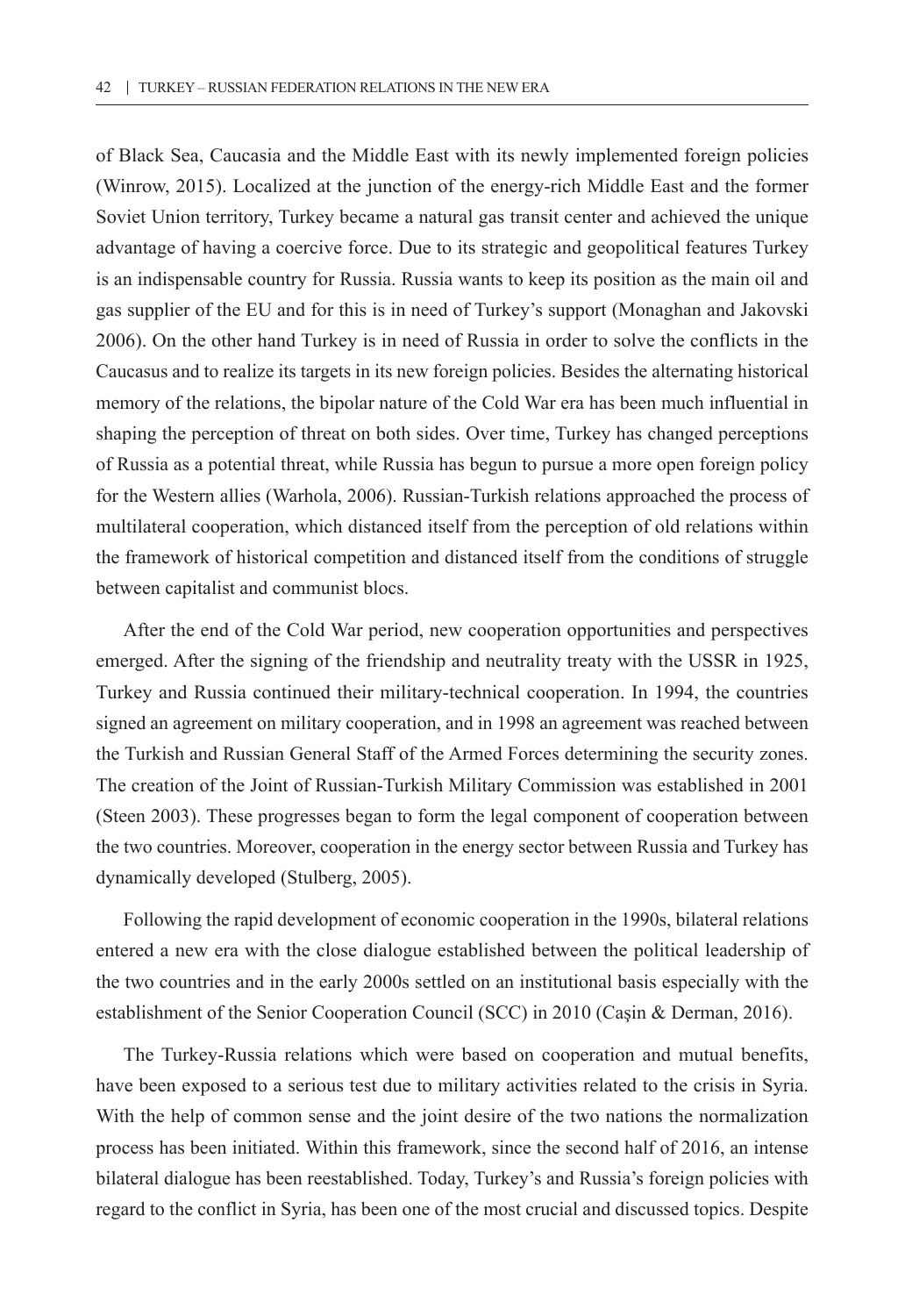of Black Sea, Caucasia and the Middle East with its newly implemented foreign policies (Winrow, 2015). Localized at the junction of the energy-rich Middle East and the former Soviet Union territory, Turkey became a natural gas transit center and achieved the unique advantage of having a coercive force. Due to its strategic and geopolitical features Turkey is an indispensable country for Russia. Russia wants to keep its position as the main oil and gas supplier of the EU and for this is in need of Turkey's support (Monaghan and Jakovski 2006). On the other hand Turkey is in need of Russia in order to solve the conflicts in the Caucasus and to realize its targets in its new foreign policies. Besides the alternating historical memory of the relations, the bipolar nature of the Cold War era has been much influential in shaping the perception of threat on both sides. Over time, Turkey has changed perceptions of Russia as a potential threat, while Russia has begun to pursue a more open foreign policy for the Western allies (Warhola, 2006). Russian-Turkish relations approached the process of multilateral cooperation, which distanced itself from the perception of old relations within the framework of historical competition and distanced itself from the conditions of struggle between capitalist and communist blocs.

After the end of the Cold War period, new cooperation opportunities and perspectives emerged. After the signing of the friendship and neutrality treaty with the USSR in 1925, Turkey and Russia continued their military-technical cooperation. In 1994, the countries signed an agreement on military cooperation, and in 1998 an agreement was reached between the Turkish and Russian General Staff of the Armed Forces determining the security zones. The creation of the Joint of Russian-Turkish Military Commission was established in 2001 (Steen 2003). These progresses began to form the legal component of cooperation between the two countries. Moreover, cooperation in the energy sector between Russia and Turkey has dynamically developed (Stulberg, 2005).

Following the rapid development of economic cooperation in the 1990s, bilateral relations entered a new era with the close dialogue established between the political leadership of the two countries and in the early 2000s settled on an institutional basis especially with the establishment of the Senior Cooperation Council (SCC) in 2010 (Caşin & Derman, 2016).

The Turkey-Russia relations which were based on cooperation and mutual benefits, have been exposed to a serious test due to military activities related to the crisis in Syria. With the help of common sense and the joint desire of the two nations the normalization process has been initiated. Within this framework, since the second half of 2016, an intense bilateral dialogue has been reestablished. Today, Turkey's and Russia's foreign policies with regard to the conflict in Syria, has been one of the most crucial and discussed topics. Despite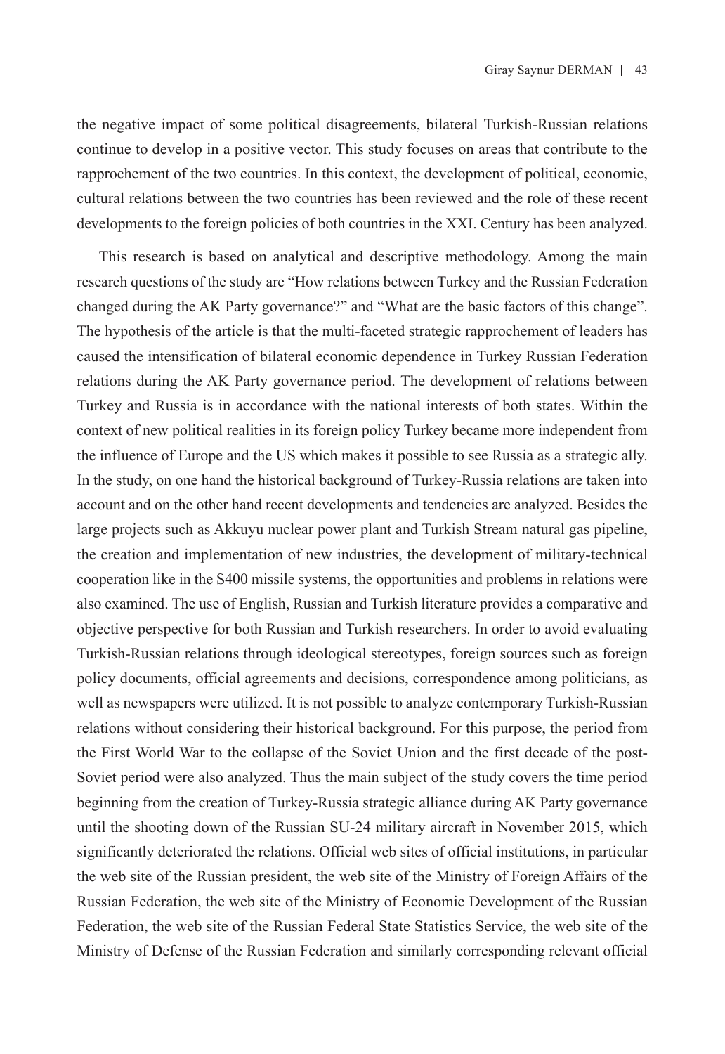the negative impact of some political disagreements, bilateral Turkish-Russian relations continue to develop in a positive vector. This study focuses on areas that contribute to the rapprochement of the two countries. In this context, the development of political, economic, cultural relations between the two countries has been reviewed and the role of these recent developments to the foreign policies of both countries in the XXI. Century has been analyzed.

This research is based on analytical and descriptive methodology. Among the main research questions of the study are "How relations between Turkey and the Russian Federation changed during the AK Party governance?" and "What are the basic factors of this change". The hypothesis of the article is that the multi-faceted strategic rapprochement of leaders has caused the intensification of bilateral economic dependence in Turkey Russian Federation relations during the AK Party governance period. The development of relations between Turkey and Russia is in accordance with the national interests of both states. Within the context of new political realities in its foreign policy Turkey became more independent from the influence of Europe and the US which makes it possible to see Russia as a strategic ally. In the study, on one hand the historical background of Turkey-Russia relations are taken into account and on the other hand recent developments and tendencies are analyzed. Besides the large projects such as Akkuyu nuclear power plant and Turkish Stream natural gas pipeline, the creation and implementation of new industries, the development of military-technical cooperation like in the S400 missile systems, the opportunities and problems in relations were also examined. The use of English, Russian and Turkish literature provides a comparative and objective perspective for both Russian and Turkish researchers. In order to avoid evaluating Turkish-Russian relations through ideological stereotypes, foreign sources such as foreign policy documents, official agreements and decisions, correspondence among politicians, as well as newspapers were utilized. It is not possible to analyze contemporary Turkish-Russian relations without considering their historical background. For this purpose, the period from the First World War to the collapse of the Soviet Union and the first decade of the post-Soviet period were also analyzed. Thus the main subject of the study covers the time period beginning from the creation of Turkey-Russia strategic alliance during AK Party governance until the shooting down of the Russian SU-24 military aircraft in November 2015, which significantly deteriorated the relations. Official web sites of official institutions, in particular the web site of the Russian president, the web site of the Ministry of Foreign Affairs of the Russian Federation, the web site of the Ministry of Economic Development of the Russian Federation, the web site of the Russian Federal State Statistics Service, the web site of the Ministry of Defense of the Russian Federation and similarly corresponding relevant official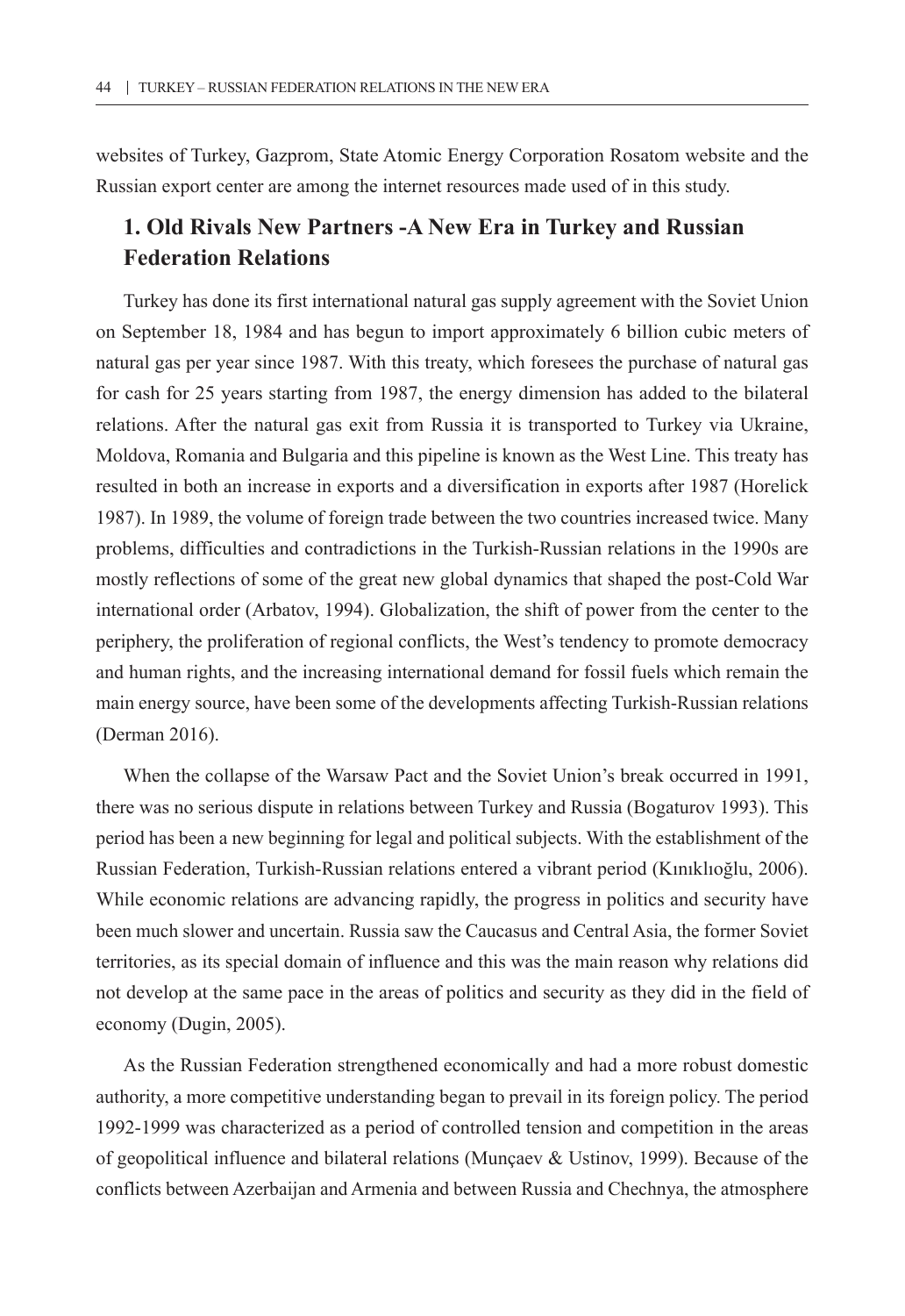websites of Turkey, Gazprom, State Atomic Energy Corporation Rosatom website and the Russian export center are among the internet resources made used of in this study.

## 1. Old Rivals New Partners -A New Era in Turkey and Russian Federation Relations

Turkey has done its first international natural gas supply agreement with the Soviet Union on September 18, 1984 and has begun to import approximately 6 billion cubic meters of natural gas per year since 1987. With this treaty, which foresees the purchase of natural gas for cash for 25 years starting from 1987, the energy dimension has added to the bilateral relations. After the natural gas exit from Russia it is transported to Turkey via Ukraine, Moldova, Romania and Bulgaria and this pipeline is known as the West Line. This treaty has resulted in both an increase in exports and a diversification in exports after 1987 (Horelick 1987). In 1989, the volume of foreign trade between the two countries increased twice. Many problems, difficulties and contradictions in the Turkish-Russian relations in the 1990s are mostly reflections of some of the great new global dynamics that shaped the post-Cold War international order (Arbatov, 1994). Globalization, the shift of power from the center to the periphery, the proliferation of regional conflicts, the West's tendency to promote democracy and human rights, and the increasing international demand for fossil fuels which remain the main energy source, have been some of the developments affecting Turkish-Russian relations (Derman 2016).

When the collapse of the Warsaw Pact and the Soviet Union's break occurred in 1991, there was no serious dispute in relations between Turkey and Russia (Bogaturov 1993). This period has been a new beginning for legal and political subjects. With the establishment of the Russian Federation, Turkish-Russian relations entered a vibrant period (Kınıklıoğlu, 2006). While economic relations are advancing rapidly, the progress in politics and security have been much slower and uncertain. Russia saw the Caucasus and Central Asia, the former Soviet territories, as its special domain of influence and this was the main reason why relations did not develop at the same pace in the areas of politics and security as they did in the field of economy (Dugin, 2005).

As the Russian Federation strengthened economically and had a more robust domestic authority, a more competitive understanding began to prevail in its foreign policy. The period 1992-1999 was characterized as a period of controlled tension and competition in the areas of geopolitical influence and bilateral relations (Munçaev & Ustinov, 1999). Because of the conflicts between Azerbaijan and Armenia and between Russia and Chechnya, the atmosphere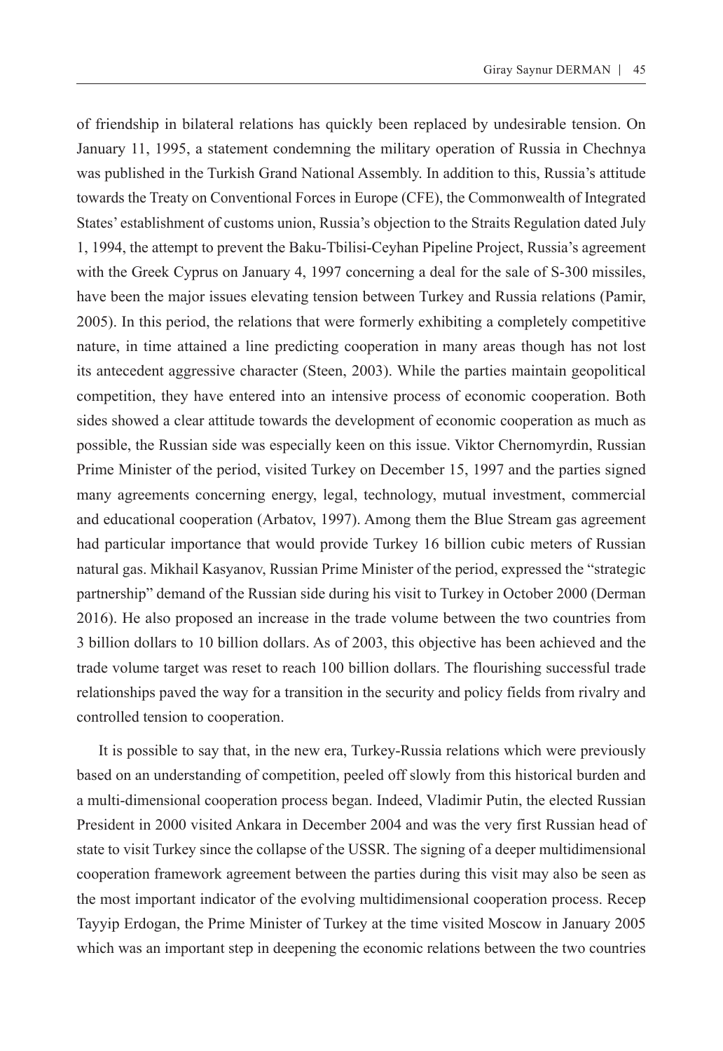of friendship in bilateral relations has quickly been replaced by undesirable tension. On January 11, 1995, a statement condemning the military operation of Russia in Chechnya was published in the Turkish Grand National Assembly. In addition to this, Russia's attitude towards the Treaty on Conventional Forces in Europe (CFE), the Commonwealth of Integrated States' establishment of customs union, Russia's objection to the Straits Regulation dated July 1, 1994, the attempt to prevent the Baku-Tbilisi-Ceyhan Pipeline Project, Russia's agreement with the Greek Cyprus on January 4, 1997 concerning a deal for the sale of S-300 missiles, have been the major issues elevating tension between Turkey and Russia relations (Pamir, 2005). In this period, the relations that were formerly exhibiting a completely competitive nature, in time attained a line predicting cooperation in many areas though has not lost its antecedent aggressive character (Steen, 2003). While the parties maintain geopolitical competition, they have entered into an intensive process of economic cooperation. Both sides showed a clear attitude towards the development of economic cooperation as much as possible, the Russian side was especially keen on this issue. Viktor Chernomyrdin, Russian Prime Minister of the period, visited Turkey on December 15, 1997 and the parties signed many agreements concerning energy, legal, technology, mutual investment, commercial and educational cooperation (Arbatov, 1997). Among them the Blue Stream gas agreement had particular importance that would provide Turkey 16 billion cubic meters of Russian natural gas. Mikhail Kasyanov, Russian Prime Minister of the period, expressed the "strategic partnership" demand of the Russian side during his visit to Turkey in October 2000 (Derman 2016). He also proposed an increase in the trade volume between the two countries from 3 billion dollars to 10 billion dollars. As of 2003, this objective has been achieved and the trade volume target was reset to reach 100 billion dollars. The flourishing successful trade relationships paved the way for a transition in the security and policy fields from rivalry and controlled tension to cooperation.

It is possible to say that, in the new era, Turkey-Russia relations which were previously based on an understanding of competition, peeled off slowly from this historical burden and a multi-dimensional cooperation process began. Indeed, Vladimir Putin, the elected Russian President in 2000 visited Ankara in December 2004 and was the very first Russian head of state to visit Turkey since the collapse of the USSR. The signing of a deeper multidimensional cooperation framework agreement between the parties during this visit may also be seen as the most important indicator of the evolving multidimensional cooperation process. Recep Tayyip Erdogan, the Prime Minister of Turkey at the time visited Moscow in January 2005 which was an important step in deepening the economic relations between the two countries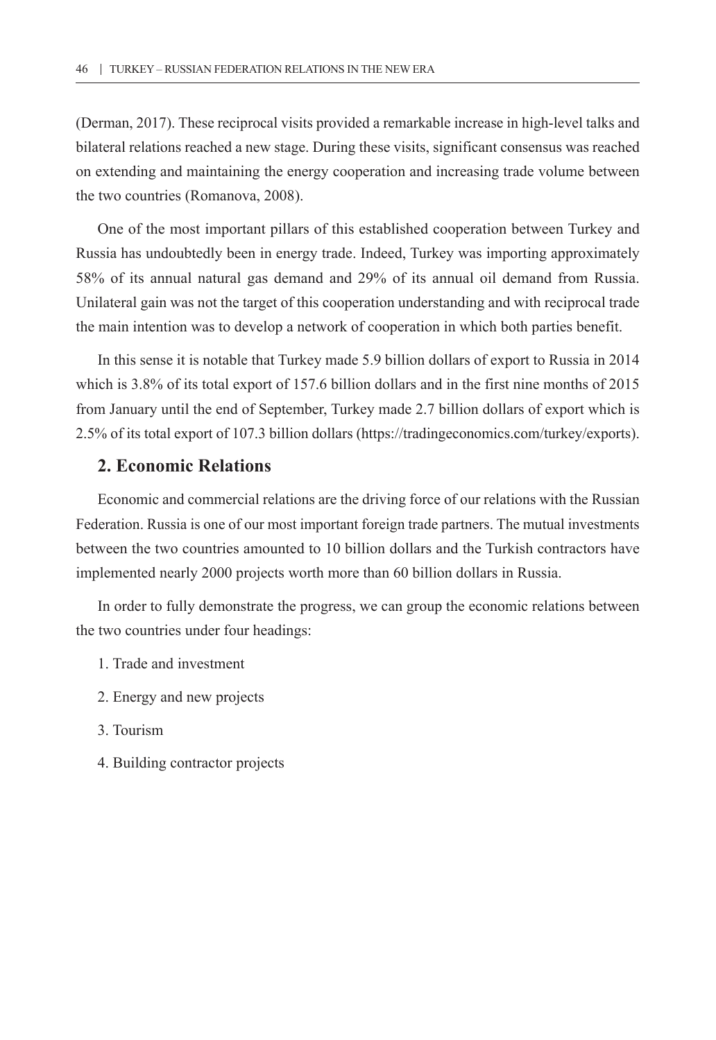(Derman, 2017). These reciprocal visits provided a remarkable increase in high-level talks and bilateral relations reached a new stage. During these visits, significant consensus was reached on extending and maintaining the energy cooperation and increasing trade volume between the two countries (Romanova, 2008).

One of the most important pillars of this established cooperation between Turkey and Russia has undoubtedly been in energy trade. Indeed, Turkey was importing approximately 58% of its annual natural gas demand and 29% of its annual oil demand from Russia. Unilateral gain was not the target of this cooperation understanding and with reciprocal trade the main intention was to develop a network of cooperation in which both parties benefit.

In this sense it is notable that Turkey made 5.9 billion dollars of export to Russia in 2014 which is 3.8% of its total export of 157.6 billion dollars and in the first nine months of 2015 from January until the end of September, Turkey made 2.7 billion dollars of export which is 2.5% of its total export of 107.3 billion dollars (https://tradingeconomics.com/turkey/exports).

## 2. Economic Relations

Economic and commercial relations are the driving force of our relations with the Russian Federation. Russia is one of our most important foreign trade partners. The mutual investments between the two countries amounted to 10 billion dollars and the Turkish contractors have implemented nearly 2000 projects worth more than 60 billion dollars in Russia.

In order to fully demonstrate the progress, we can group the economic relations between the two countries under four headings:

1. Trade and investment
2. Energy and new projects
3. Tourism
4. Building contractor projects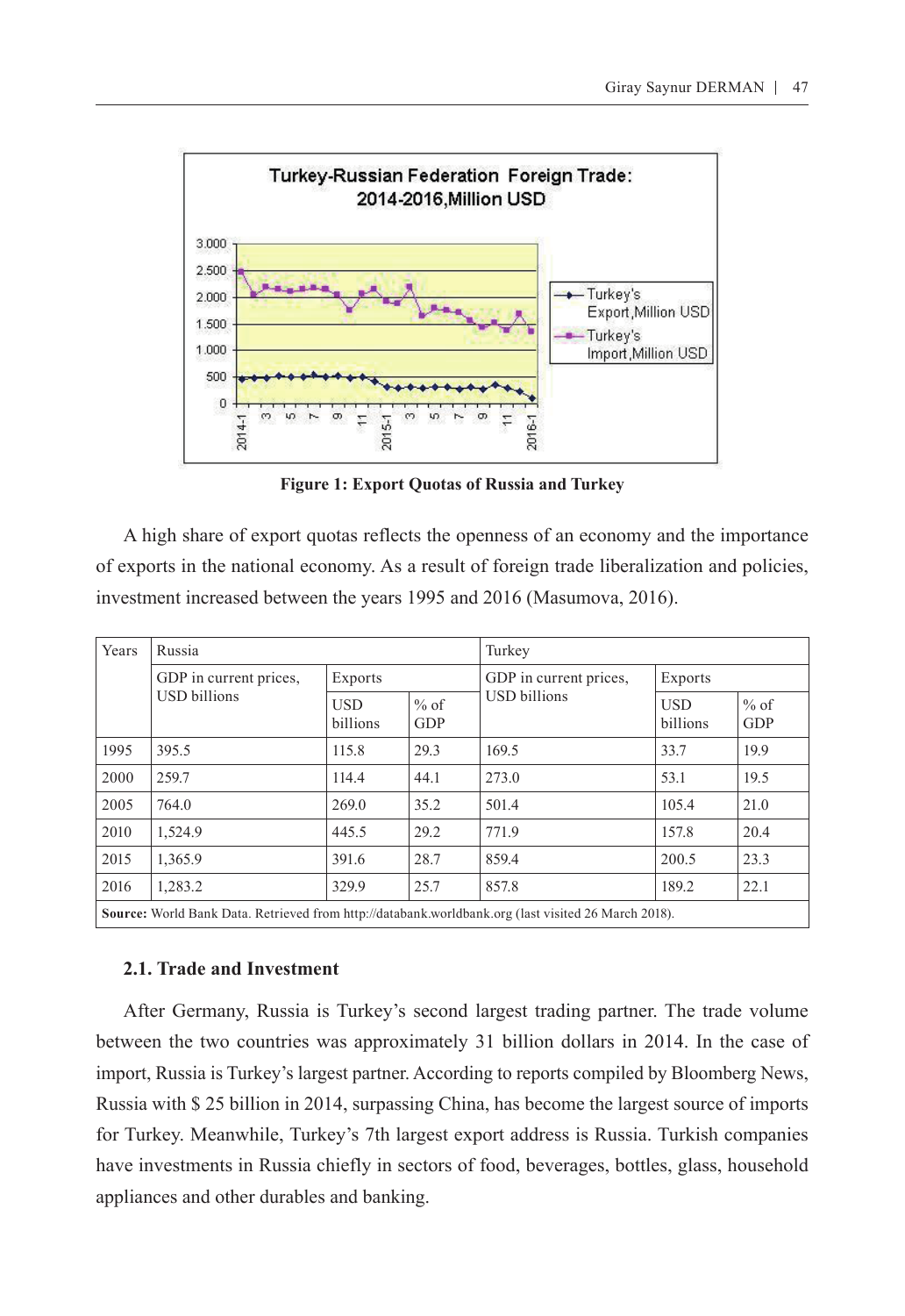Figure 1: Export Quotas of Russia and Turkey

A high share of export quotas reflects the openness of an economy and the importance of exports in the national economy. As a result of foreign trade liberalization and policies, investment increased between the years 1995 and 2016 (Masumova, 2016).

| Years | Russia | | | Turkey | | |
|---|---|---|---|---|---|---|
| | GDP in current prices, USD billions | Exports | | GDP in current prices, USD billions | Exports | |
| | | USD billions | % of GDP | | USD billions | % of GDP |
| 1995 | 395.5 | 115.8 | 29.3 | 169.5 | 33.7 | 19.9 |
| 2000 | 259.7 | 114.4 | 44.1 | 273.0 | 53.1 | 19.5 |
| 2005 | 764.0 | 269.0 | 35.2 | 501.4 | 105.4 | 21.0 |
| 2010 | 1,524.9 | 445.5 | 29.2 | 771.9 | 157.8 | 20.4 |
| 2015 | 1,365.9 | 391.6 | 28.7 | 859.4 | 200.5 | 23.3 |
| 2016 | 1,283.2 | 329.9 | 25.7 | 857.8 | 189.2 | 22.1 |

**Source:** World Bank Data. Retrieved from http://databank.worldbank.org (last visited 26 March 2018).

### 2.1. Trade and Investment

After Germany, Russia is Turkey's second largest trading partner. The trade volume between the two countries was approximately 31 billion dollars in 2014. In the case of import, Russia is Turkey's largest partner. According to reports compiled by Bloomberg News, Russia with $ 25 billion in 2014, surpassing China, has become the largest source of imports for Turkey. Meanwhile, Turkey's 7th largest export address is Russia. Turkish companies have investments in Russia chiefly in sectors of food, beverages, bottles, glass, household appliances and other durables and banking.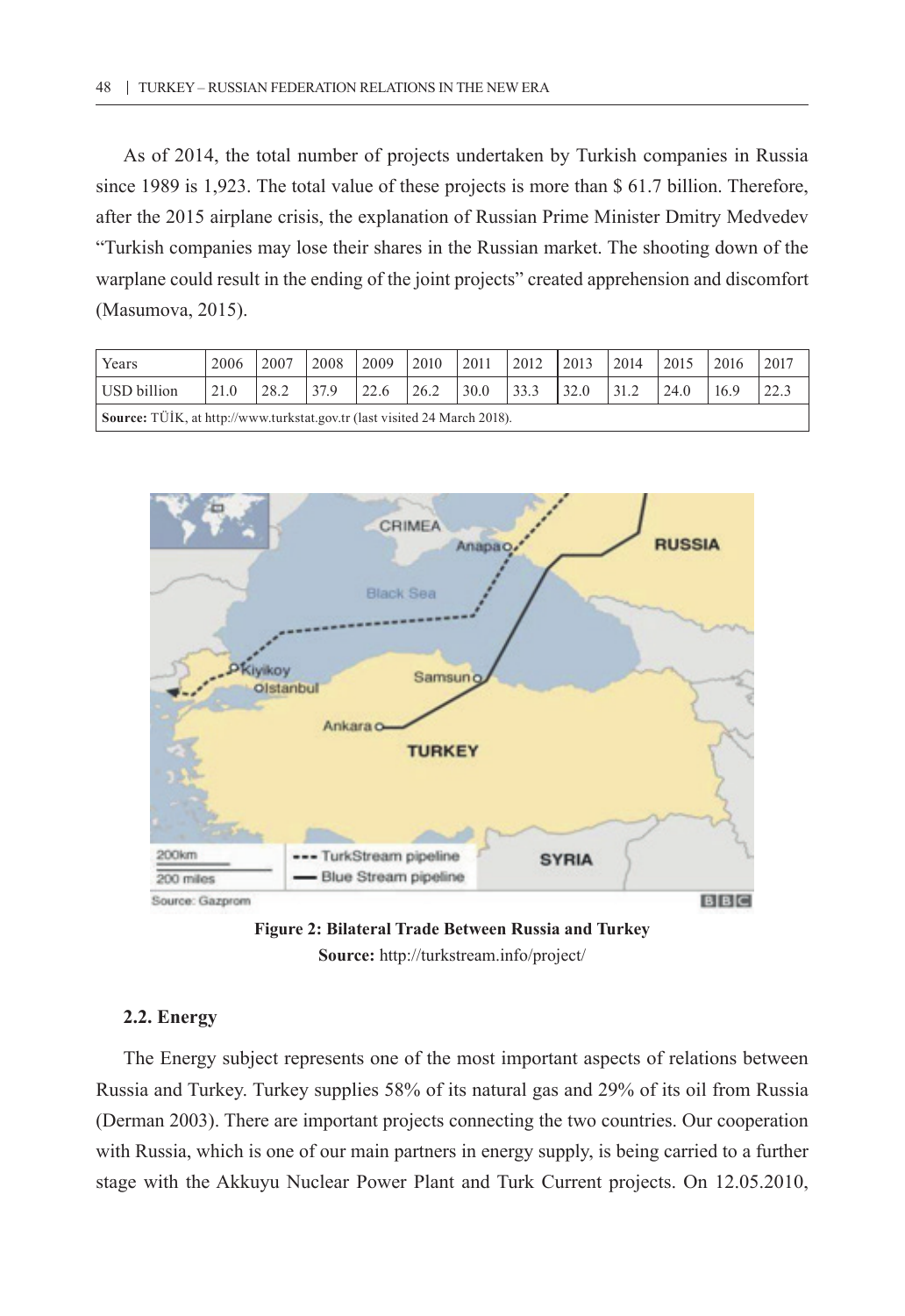As of 2014, the total number of projects undertaken by Turkish companies in Russia since 1989 is 1,923. The total value of these projects is more than $ 61.7 billion. Therefore, after the 2015 airplane crisis, the explanation of Russian Prime Minister Dmitry Medvedev "Turkish companies may lose their shares in the Russian market. The shooting down of the warplane could result in the ending of the joint projects" created apprehension and discomfort (Masumova, 2015).

| Years | 2006 | 2007 | 2008 | 2009 | 2010 | 2011 | 2012 | 2013 | 2014 | 2015 | 2016 | 2017 |
|---|---|---|---|---|---|---|---|---|---|---|---|---|
| USD billion | 21.0 | 28.2 | 37.9 | 22.6 | 26.2 | 30.0 | 33.3 | 32.0 | 31.2 | 24.0 | 16.9 | 22.3 |
| **Source:** TÜİK, at http://www.turkstat.gov.tr (last visited 24 March 2018). | | | | | | | | | | | | |

**Figure 2: Bilateral Trade Between Russia and Turkey**
**Source:** http://turkstream.info/project/

### 2.2. Energy

The Energy subject represents one of the most important aspects of relations between Russia and Turkey. Turkey supplies 58% of its natural gas and 29% of its oil from Russia (Derman 2003). There are important projects connecting the two countries. Our cooperation with Russia, which is one of our main partners in energy supply, is being carried to a further stage with the Akkuyu Nuclear Power Plant and Turk Current projects. On 12.05.2010,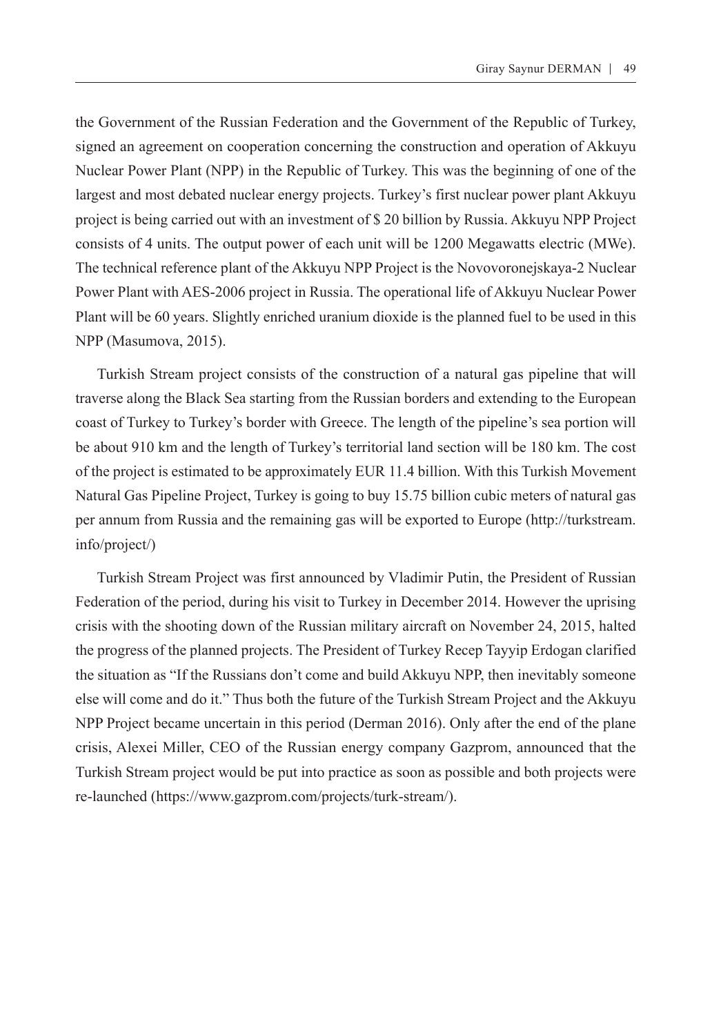the Government of the Russian Federation and the Government of the Republic of Turkey, signed an agreement on cooperation concerning the construction and operation of Akkuyu Nuclear Power Plant (NPP) in the Republic of Turkey. This was the beginning of one of the largest and most debated nuclear energy projects. Turkey's first nuclear power plant Akkuyu project is being carried out with an investment of $ 20 billion by Russia. Akkuyu NPP Project consists of 4 units. The output power of each unit will be 1200 Megawatts electric (MWe). The technical reference plant of the Akkuyu NPP Project is the Novovoronejskaya-2 Nuclear Power Plant with AES-2006 project in Russia. The operational life of Akkuyu Nuclear Power Plant will be 60 years. Slightly enriched uranium dioxide is the planned fuel to be used in this NPP (Masumova, 2015).

Turkish Stream project consists of the construction of a natural gas pipeline that will traverse along the Black Sea starting from the Russian borders and extending to the European coast of Turkey to Turkey's border with Greece. The length of the pipeline's sea portion will be about 910 km and the length of Turkey's territorial land section will be 180 km. The cost of the project is estimated to be approximately EUR 11.4 billion. With this Turkish Movement Natural Gas Pipeline Project, Turkey is going to buy 15.75 billion cubic meters of natural gas per annum from Russia and the remaining gas will be exported to Europe (http://turkstream.info/project/)

Turkish Stream Project was first announced by Vladimir Putin, the President of Russian Federation of the period, during his visit to Turkey in December 2014. However the uprising crisis with the shooting down of the Russian military aircraft on November 24, 2015, halted the progress of the planned projects. The President of Turkey Recep Tayyip Erdogan clarified the situation as "If the Russians don't come and build Akkuyu NPP, then inevitably someone else will come and do it." Thus both the future of the Turkish Stream Project and the Akkuyu NPP Project became uncertain in this period (Derman 2016). Only after the end of the plane crisis, Alexei Miller, CEO of the Russian energy company Gazprom, announced that the Turkish Stream project would be put into practice as soon as possible and both projects were re-launched (https://www.gazprom.com/projects/turk-stream/).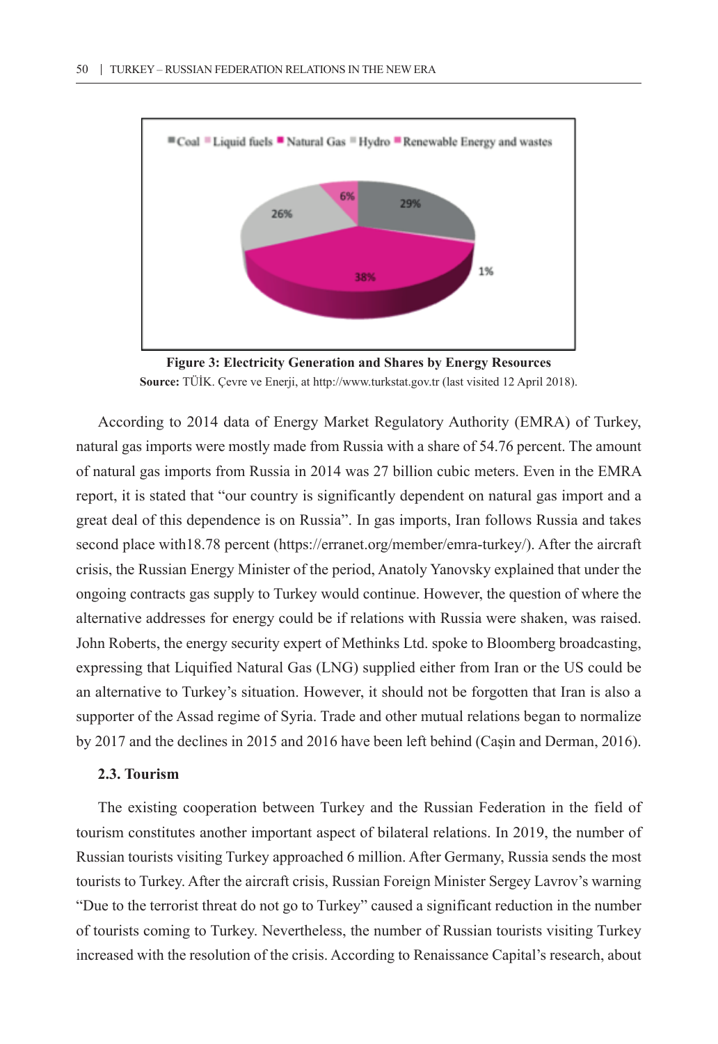**Figure 3: Electricity Generation and Shares by Energy Resources**

**Source:** TÜİK. Çevre ve Enerji, at http://www.turkstat.gov.tr (last visited 12 April 2018).

According to 2014 data of Energy Market Regulatory Authority (EMRA) of Turkey, natural gas imports were mostly made from Russia with a share of 54.76 percent. The amount of natural gas imports from Russia in 2014 was 27 billion cubic meters. Even in the EMRA report, it is stated that "our country is significantly dependent on natural gas import and a great deal of this dependence is on Russia". In gas imports, Iran follows Russia and takes second place with18.78 percent (https://erranet.org/member/emra-turkey/). After the aircraft crisis, the Russian Energy Minister of the period, Anatoly Yanovsky explained that under the ongoing contracts gas supply to Turkey would continue. However, the question of where the alternative addresses for energy could be if relations with Russia were shaken, was raised. John Roberts, the energy security expert of Methinks Ltd. spoke to Bloomberg broadcasting, expressing that Liquified Natural Gas (LNG) supplied either from Iran or the US could be an alternative to Turkey's situation. However, it should not be forgotten that Iran is also a supporter of the Assad regime of Syria. Trade and other mutual relations began to normalize by 2017 and the declines in 2015 and 2016 have been left behind (Caşin and Derman, 2016).

### 2.3. Tourism

The existing cooperation between Turkey and the Russian Federation in the field of tourism constitutes another important aspect of bilateral relations. In 2019, the number of Russian tourists visiting Turkey approached 6 million. After Germany, Russia sends the most tourists to Turkey. After the aircraft crisis, Russian Foreign Minister Sergey Lavrov's warning "Due to the terrorist threat do not go to Turkey" caused a significant reduction in the number of tourists coming to Turkey. Nevertheless, the number of Russian tourists visiting Turkey increased with the resolution of the crisis. According to Renaissance Capital's research, about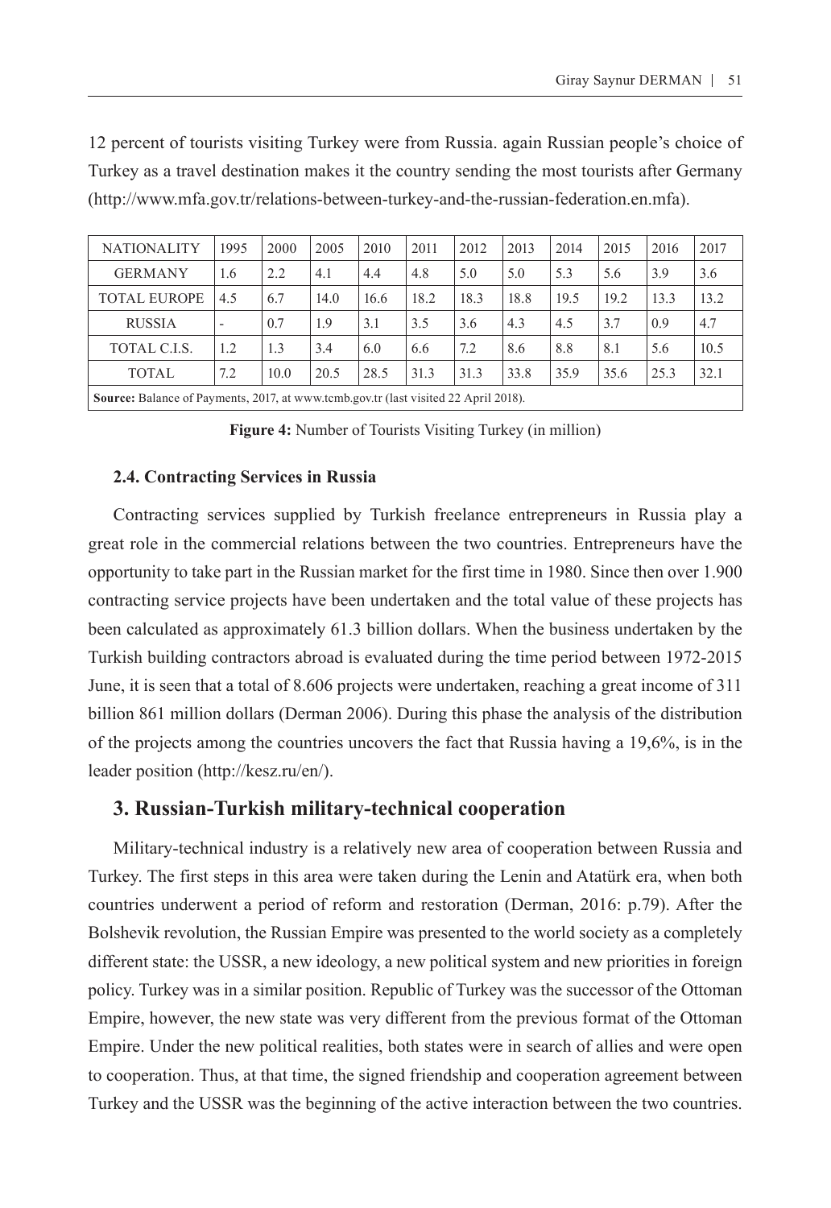12 percent of tourists visiting Turkey were from Russia. again Russian people's choice of Turkey as a travel destination makes it the country sending the most tourists after Germany (http://www.mfa.gov.tr/relations-between-turkey-and-the-russian-federation.en.mfa).

| NATIONALITY | 1995 | 2000 | 2005 | 2010 | 2011 | 2012 | 2013 | 2014 | 2015 | 2016 | 2017 |
|---|---|---|---|---|---|---|---|---|---|---|---|
| GERMANY | 1.6 | 2.2 | 4.1 | 4.4 | 4.8 | 5.0 | 5.0 | 5.3 | 5.6 | 3.9 | 3.6 |
| TOTAL EUROPE | 4.5 | 6.7 | 14.0 | 16.6 | 18.2 | 18.3 | 18.8 | 19.5 | 19.2 | 13.3 | 13.2 |
| RUSSIA | - | 0.7 | 1.9 | 3.1 | 3.5 | 3.6 | 4.3 | 4.5 | 3.7 | 0.9 | 4.7 |
| TOTAL C.I.S. | 1.2 | 1.3 | 3.4 | 6.0 | 6.6 | 7.2 | 8.6 | 8.8 | 8.1 | 5.6 | 10.5 |
| TOTAL | 7.2 | 10.0 | 20.5 | 28.5 | 31.3 | 31.3 | 33.8 | 35.9 | 35.6 | 25.3 | 32.1 |

**Source:** Balance of Payments, 2017, at www.tcmb.gov.tr (last visited 22 April 2018).

**Figure 4:** Number of Tourists Visiting Turkey (in million)

#### 2.4. Contracting Services in Russia

Contracting services supplied by Turkish freelance entrepreneurs in Russia play a great role in the commercial relations between the two countries. Entrepreneurs have the opportunity to take part in the Russian market for the first time in 1980. Since then over 1.900 contracting service projects have been undertaken and the total value of these projects has been calculated as approximately 61.3 billion dollars. When the business undertaken by the Turkish building contractors abroad is evaluated during the time period between 1972-2015 June, it is seen that a total of 8.606 projects were undertaken, reaching a great income of 311 billion 861 million dollars (Derman 2006). During this phase the analysis of the distribution of the projects among the countries uncovers the fact that Russia having a 19,6%, is in the leader position (http://kesz.ru/en/).

## 3. Russian-Turkish military-technical cooperation

Military-technical industry is a relatively new area of cooperation between Russia and Turkey. The first steps in this area were taken during the Lenin and Atatürk era, when both countries underwent a period of reform and restoration (Derman, 2016: p.79). After the Bolshevik revolution, the Russian Empire was presented to the world society as a completely different state: the USSR, a new ideology, a new political system and new priorities in foreign policy. Turkey was in a similar position. Republic of Turkey was the successor of the Ottoman Empire, however, the new state was very different from the previous format of the Ottoman Empire. Under the new political realities, both states were in search of allies and were open to cooperation. Thus, at that time, the signed friendship and cooperation agreement between Turkey and the USSR was the beginning of the active interaction between the two countries.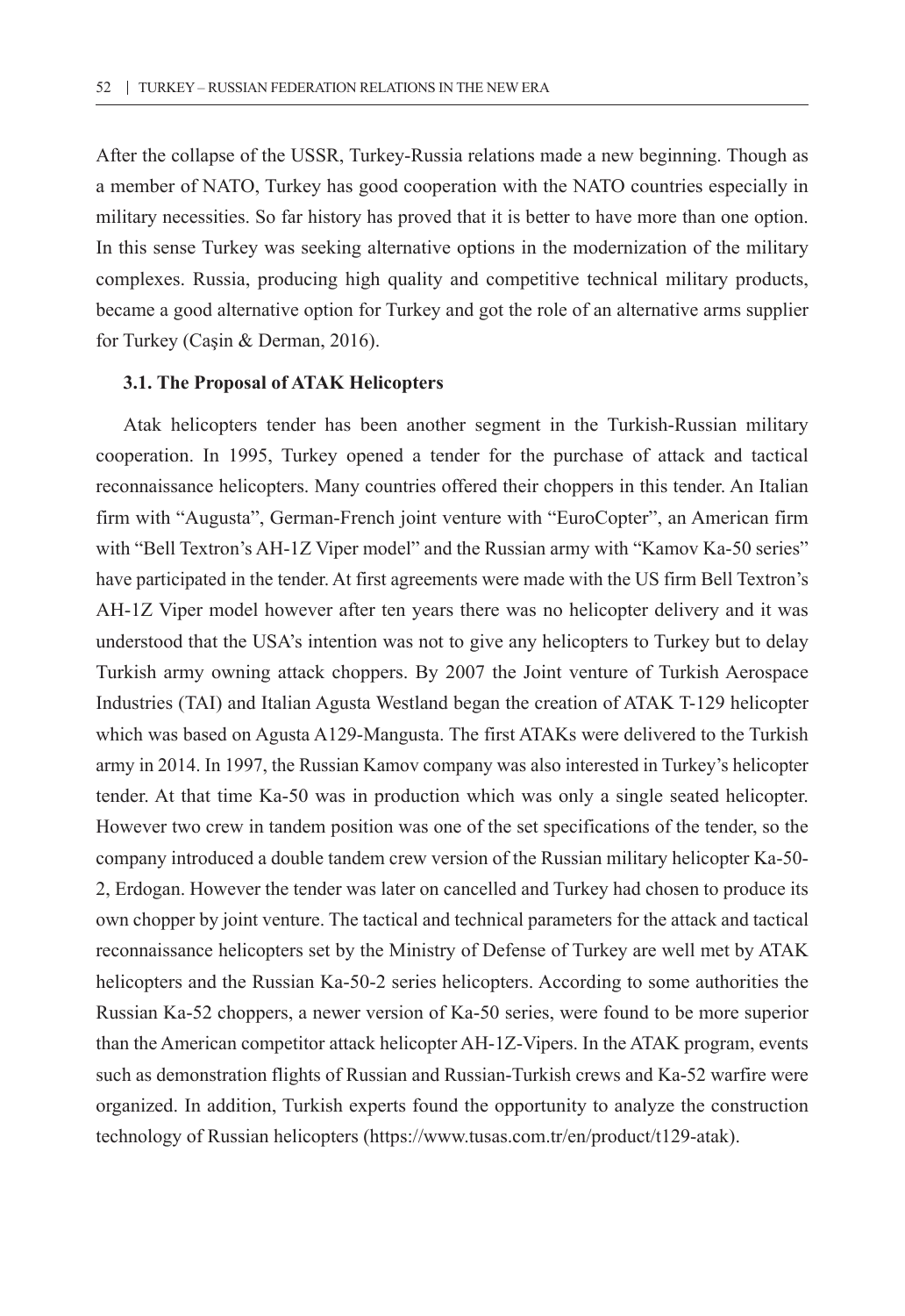After the collapse of the USSR, Turkey-Russia relations made a new beginning. Though as a member of NATO, Turkey has good cooperation with the NATO countries especially in military necessities. So far history has proved that it is better to have more than one option. In this sense Turkey was seeking alternative options in the modernization of the military complexes. Russia, producing high quality and competitive technical military products, became a good alternative option for Turkey and got the role of an alternative arms supplier for Turkey (Caşin & Derman, 2016).

### 3.1. The Proposal of ATAK Helicopters

Atak helicopters tender has been another segment in the Turkish-Russian military cooperation. In 1995, Turkey opened a tender for the purchase of attack and tactical reconnaissance helicopters. Many countries offered their choppers in this tender. An Italian firm with "Augusta", German-French joint venture with "EuroCopter", an American firm with "Bell Textron's AH-1Z Viper model" and the Russian army with "Kamov Ka-50 series" have participated in the tender. At first agreements were made with the US firm Bell Textron's AH-1Z Viper model however after ten years there was no helicopter delivery and it was understood that the USA's intention was not to give any helicopters to Turkey but to delay Turkish army owning attack choppers. By 2007 the Joint venture of Turkish Aerospace Industries (TAI) and Italian Agusta Westland began the creation of ATAK T-129 helicopter which was based on Agusta A129-Mangusta. The first ATAKs were delivered to the Turkish army in 2014. In 1997, the Russian Kamov company was also interested in Turkey's helicopter tender. At that time Ka-50 was in production which was only a single seated helicopter. However two crew in tandem position was one of the set specifications of the tender, so the company introduced a double tandem crew version of the Russian military helicopter Ka-50-2, Erdogan. However the tender was later on cancelled and Turkey had chosen to produce its own chopper by joint venture. The tactical and technical parameters for the attack and tactical reconnaissance helicopters set by the Ministry of Defense of Turkey are well met by ATAK helicopters and the Russian Ka-50-2 series helicopters. According to some authorities the Russian Ka-52 choppers, a newer version of Ka-50 series, were found to be more superior than the American competitor attack helicopter AH-1Z-Vipers. In the ATAK program, events such as demonstration flights of Russian and Russian-Turkish crews and Ka-52 warfire were organized. In addition, Turkish experts found the opportunity to analyze the construction technology of Russian helicopters (https://www.tusas.com.tr/en/product/t129-atak).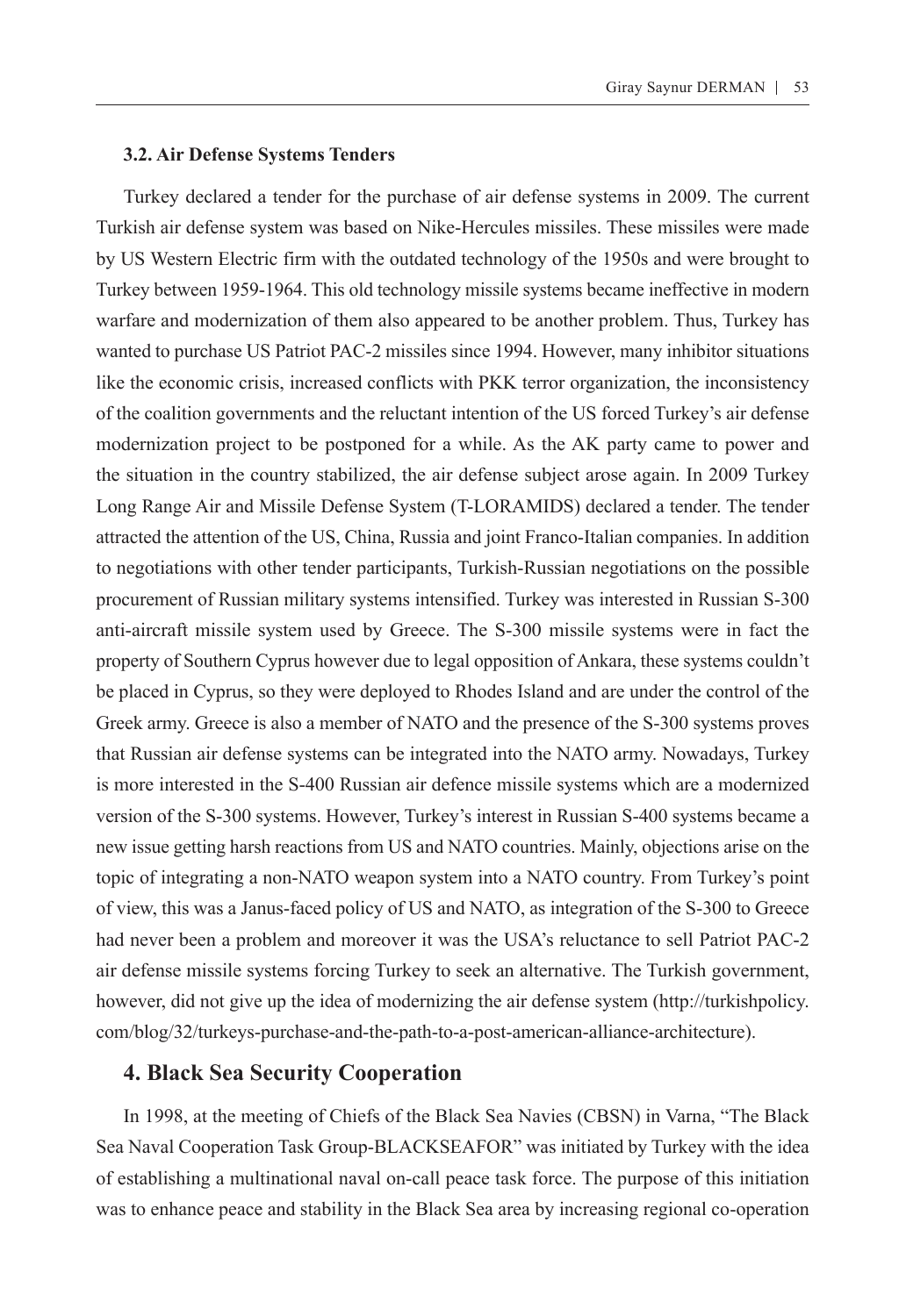### 3.2. Air Defense Systems Tenders

Turkey declared a tender for the purchase of air defense systems in 2009. The current Turkish air defense system was based on Nike-Hercules missiles. These missiles were made by US Western Electric firm with the outdated technology of the 1950s and were brought to Turkey between 1959-1964. This old technology missile systems became ineffective in modern warfare and modernization of them also appeared to be another problem. Thus, Turkey has wanted to purchase US Patriot PAC-2 missiles since 1994. However, many inhibitor situations like the economic crisis, increased conflicts with PKK terror organization, the inconsistency of the coalition governments and the reluctant intention of the US forced Turkey's air defense modernization project to be postponed for a while. As the AK party came to power and the situation in the country stabilized, the air defense subject arose again. In 2009 Turkey Long Range Air and Missile Defense System (T-LORAMIDS) declared a tender. The tender attracted the attention of the US, China, Russia and joint Franco-Italian companies. In addition to negotiations with other tender participants, Turkish-Russian negotiations on the possible procurement of Russian military systems intensified. Turkey was interested in Russian S-300 anti-aircraft missile system used by Greece. The S-300 missile systems were in fact the property of Southern Cyprus however due to legal opposition of Ankara, these systems couldn't be placed in Cyprus, so they were deployed to Rhodes Island and are under the control of the Greek army. Greece is also a member of NATO and the presence of the S-300 systems proves that Russian air defense systems can be integrated into the NATO army. Nowadays, Turkey is more interested in the S-400 Russian air defence missile systems which are a modernized version of the S-300 systems. However, Turkey's interest in Russian S-400 systems became a new issue getting harsh reactions from US and NATO countries. Mainly, objections arise on the topic of integrating a non-NATO weapon system into a NATO country. From Turkey's point of view, this was a Janus-faced policy of US and NATO, as integration of the S-300 to Greece had never been a problem and moreover it was the USA's reluctance to sell Patriot PAC-2 air defense missile systems forcing Turkey to seek an alternative. The Turkish government, however, did not give up the idea of modernizing the air defense system (http://turkishpolicy.com/blog/32/turkeys-purchase-and-the-path-to-a-post-american-alliance-architecture).

## 4. Black Sea Security Cooperation

In 1998, at the meeting of Chiefs of the Black Sea Navies (CBSN) in Varna, "The Black Sea Naval Cooperation Task Group-BLACKSEAFOR" was initiated by Turkey with the idea of establishing a multinational naval on-call peace task force. The purpose of this initiation was to enhance peace and stability in the Black Sea area by increasing regional co-operation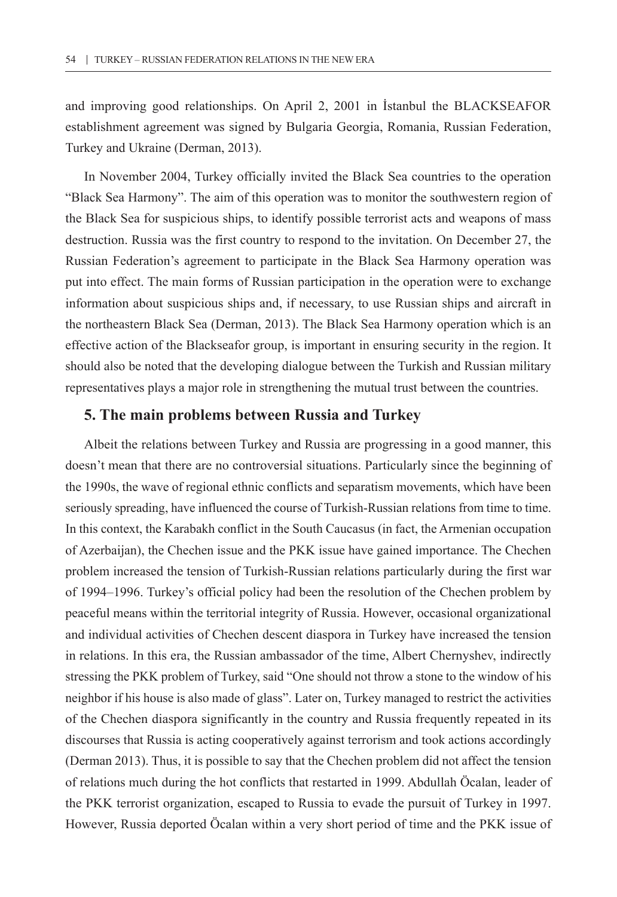and improving good relationships. On April 2, 2001 in İstanbul the BLACKSEAFOR establishment agreement was signed by Bulgaria Georgia, Romania, Russian Federation, Turkey and Ukraine (Derman, 2013).

In November 2004, Turkey officially invited the Black Sea countries to the operation “Black Sea Harmony”. The aim of this operation was to monitor the southwestern region of the Black Sea for suspicious ships, to identify possible terrorist acts and weapons of mass destruction. Russia was the first country to respond to the invitation. On December 27, the Russian Federation’s agreement to participate in the Black Sea Harmony operation was put into effect. The main forms of Russian participation in the operation were to exchange information about suspicious ships and, if necessary, to use Russian ships and aircraft in the northeastern Black Sea (Derman, 2013). The Black Sea Harmony operation which is an effective action of the Blackseafor group, is important in ensuring security in the region. It should also be noted that the developing dialogue between the Turkish and Russian military representatives plays a major role in strengthening the mutual trust between the countries.

## 5. The main problems between Russia and Turkey

Albeit the relations between Turkey and Russia are progressing in a good manner, this doesn’t mean that there are no controversial situations. Particularly since the beginning of the 1990s, the wave of regional ethnic conflicts and separatism movements, which have been seriously spreading, have influenced the course of Turkish-Russian relations from time to time. In this context, the Karabakh conflict in the South Caucasus (in fact, the Armenian occupation of Azerbaijan), the Chechen issue and the PKK issue have gained importance. The Chechen problem increased the tension of Turkish-Russian relations particularly during the first war of 1994–1996. Turkey’s official policy had been the resolution of the Chechen problem by peaceful means within the territorial integrity of Russia. However, occasional organizational and individual activities of Chechen descent diaspora in Turkey have increased the tension in relations. In this era, the Russian ambassador of the time, Albert Chernyshev, indirectly stressing the PKK problem of Turkey, said “One should not throw a stone to the window of his neighbor if his house is also made of glass”. Later on, Turkey managed to restrict the activities of the Chechen diaspora significantly in the country and Russia frequently repeated in its discourses that Russia is acting cooperatively against terrorism and took actions accordingly (Derman 2013). Thus, it is possible to say that the Chechen problem did not affect the tension of relations much during the hot conflicts that restarted in 1999. Abdullah Öcalan, leader of the PKK terrorist organization, escaped to Russia to evade the pursuit of Turkey in 1997. However, Russia deported Öcalan within a very short period of time and the PKK issue of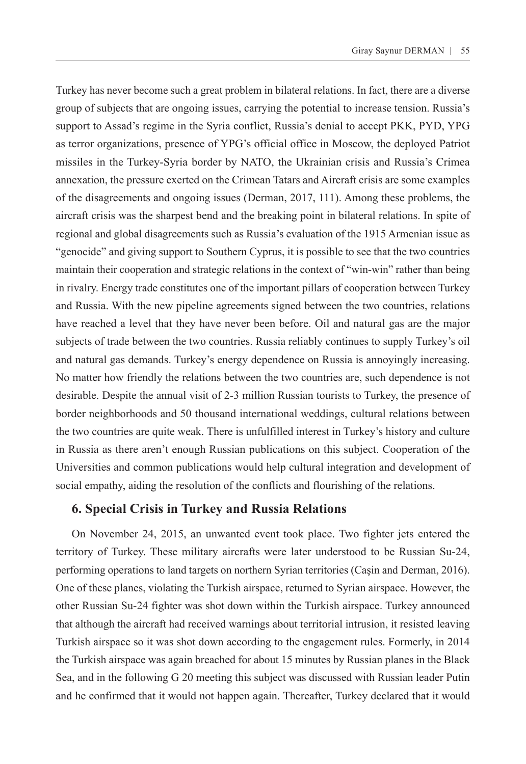Turkey has never become such a great problem in bilateral relations. In fact, there are a diverse group of subjects that are ongoing issues, carrying the potential to increase tension. Russia's support to Assad's regime in the Syria conflict, Russia's denial to accept PKK, PYD, YPG as terror organizations, presence of YPG's official office in Moscow, the deployed Patriot missiles in the Turkey-Syria border by NATO, the Ukrainian crisis and Russia's Crimea annexation, the pressure exerted on the Crimean Tatars and Aircraft crisis are some examples of the disagreements and ongoing issues (Derman, 2017, 111). Among these problems, the aircraft crisis was the sharpest bend and the breaking point in bilateral relations. In spite of regional and global disagreements such as Russia's evaluation of the 1915 Armenian issue as "genocide" and giving support to Southern Cyprus, it is possible to see that the two countries maintain their cooperation and strategic relations in the context of "win-win" rather than being in rivalry. Energy trade constitutes one of the important pillars of cooperation between Turkey and Russia. With the new pipeline agreements signed between the two countries, relations have reached a level that they have never been before. Oil and natural gas are the major subjects of trade between the two countries. Russia reliably continues to supply Turkey's oil and natural gas demands. Turkey's energy dependence on Russia is annoyingly increasing. No matter how friendly the relations between the two countries are, such dependence is not desirable. Despite the annual visit of 2-3 million Russian tourists to Turkey, the presence of border neighborhoods and 50 thousand international weddings, cultural relations between the two countries are quite weak. There is unfulfilled interest in Turkey's history and culture in Russia as there aren't enough Russian publications on this subject. Cooperation of the Universities and common publications would help cultural integration and development of social empathy, aiding the resolution of the conflicts and flourishing of the relations.

## 6. Special Crisis in Turkey and Russia Relations

On November 24, 2015, an unwanted event took place. Two fighter jets entered the territory of Turkey. These military aircrafts were later understood to be Russian Su-24, performing operations to land targets on northern Syrian territories (Caşin and Derman, 2016). One of these planes, violating the Turkish airspace, returned to Syrian airspace. However, the other Russian Su-24 fighter was shot down within the Turkish airspace. Turkey announced that although the aircraft had received warnings about territorial intrusion, it resisted leaving Turkish airspace so it was shot down according to the engagement rules. Formerly, in 2014 the Turkish airspace was again breached for about 15 minutes by Russian planes in the Black Sea, and in the following G 20 meeting this subject was discussed with Russian leader Putin and he confirmed that it would not happen again. Thereafter, Turkey declared that it would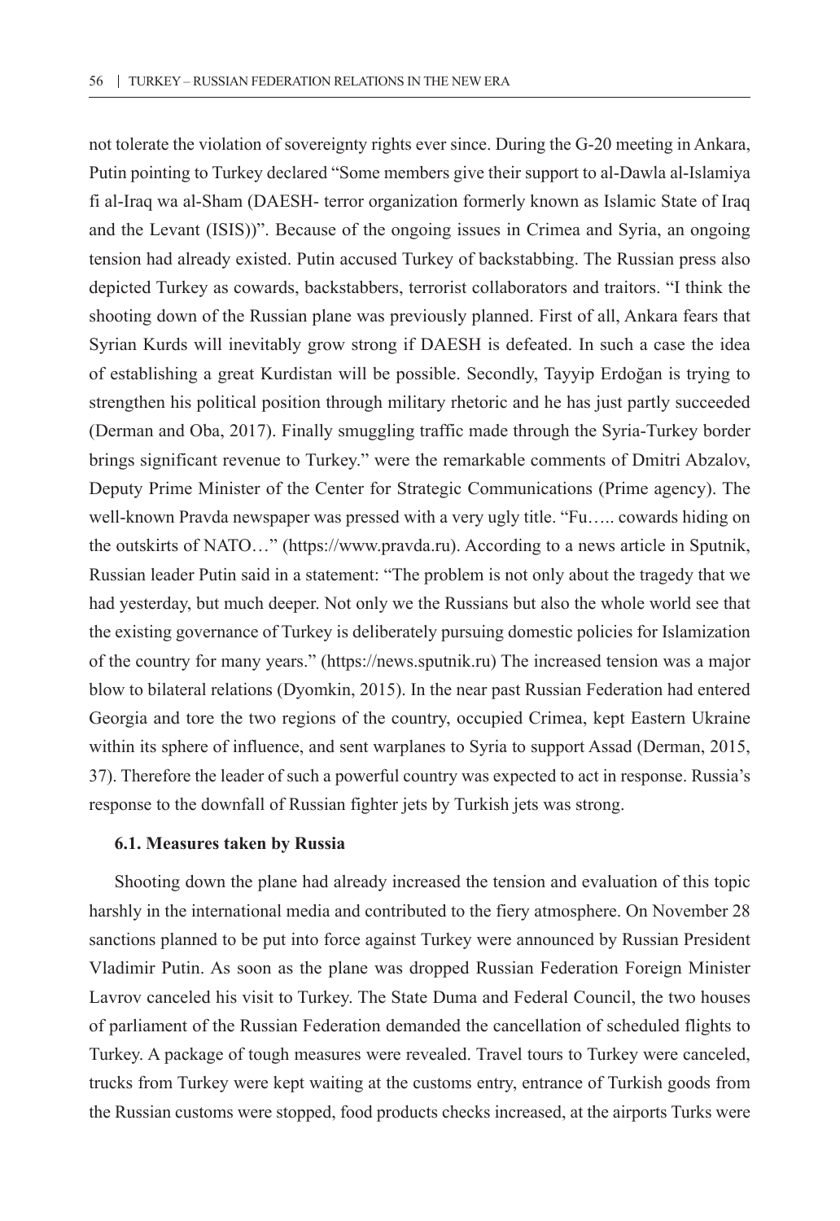not tolerate the violation of sovereignty rights ever since. During the G-20 meeting in Ankara, Putin pointing to Turkey declared "Some members give their support to al-Dawla al-Islamiya fi al-Iraq wa al-Sham (DAESH- terror organization formerly known as Islamic State of Iraq and the Levant (ISIS))". Because of the ongoing issues in Crimea and Syria, an ongoing tension had already existed. Putin accused Turkey of backstabbing. The Russian press also depicted Turkey as cowards, backstabbers, terrorist collaborators and traitors. "I think the shooting down of the Russian plane was previously planned. First of all, Ankara fears that Syrian Kurds will inevitably grow strong if DAESH is defeated. In such a case the idea of establishing a great Kurdistan will be possible. Secondly, Tayyip Erdoğan is trying to strengthen his political position through military rhetoric and he has just partly succeeded (Derman and Oba, 2017). Finally smuggling traffic made through the Syria-Turkey border brings significant revenue to Turkey." were the remarkable comments of Dmitri Abzalov, Deputy Prime Minister of the Center for Strategic Communications (Prime agency). The well-known Pravda newspaper was pressed with a very ugly title. "Fu….. cowards hiding on the outskirts of NATO…" (https://www.pravda.ru). According to a news article in Sputnik, Russian leader Putin said in a statement: "The problem is not only about the tragedy that we had yesterday, but much deeper. Not only we the Russians but also the whole world see that the existing governance of Turkey is deliberately pursuing domestic policies for Islamization of the country for many years." (https://news.sputnik.ru) The increased tension was a major blow to bilateral relations (Dyomkin, 2015). In the near past Russian Federation had entered Georgia and tore the two regions of the country, occupied Crimea, kept Eastern Ukraine within its sphere of influence, and sent warplanes to Syria to support Assad (Derman, 2015, 37). Therefore the leader of such a powerful country was expected to act in response. Russia's response to the downfall of Russian fighter jets by Turkish jets was strong.

### 6.1. Measures taken by Russia

Shooting down the plane had already increased the tension and evaluation of this topic harshly in the international media and contributed to the fiery atmosphere. On November 28 sanctions planned to be put into force against Turkey were announced by Russian President Vladimir Putin. As soon as the plane was dropped Russian Federation Foreign Minister Lavrov canceled his visit to Turkey. The State Duma and Federal Council, the two houses of parliament of the Russian Federation demanded the cancellation of scheduled flights to Turkey. A package of tough measures were revealed. Travel tours to Turkey were canceled, trucks from Turkey were kept waiting at the customs entry, entrance of Turkish goods from the Russian customs were stopped, food products checks increased, at the airports Turks were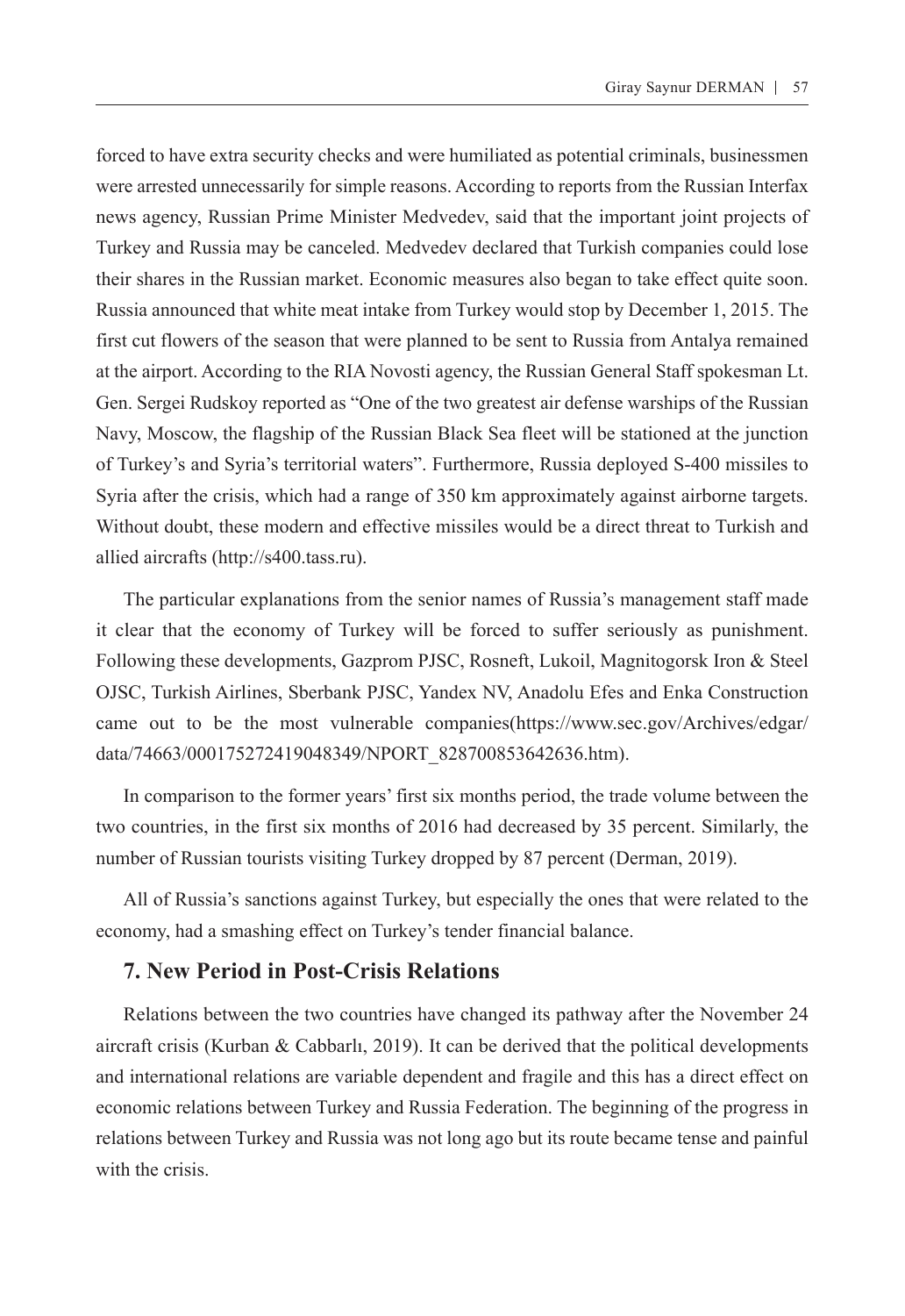forced to have extra security checks and were humiliated as potential criminals, businessmen were arrested unnecessarily for simple reasons. According to reports from the Russian Interfax news agency, Russian Prime Minister Medvedev, said that the important joint projects of Turkey and Russia may be canceled. Medvedev declared that Turkish companies could lose their shares in the Russian market. Economic measures also began to take effect quite soon. Russia announced that white meat intake from Turkey would stop by December 1, 2015. The first cut flowers of the season that were planned to be sent to Russia from Antalya remained at the airport. According to the RIA Novosti agency, the Russian General Staff spokesman Lt. Gen. Sergei Rudskoy reported as "One of the two greatest air defense warships of the Russian Navy, Moscow, the flagship of the Russian Black Sea fleet will be stationed at the junction of Turkey's and Syria's territorial waters". Furthermore, Russia deployed S-400 missiles to Syria after the crisis, which had a range of 350 km approximately against airborne targets. Without doubt, these modern and effective missiles would be a direct threat to Turkish and allied aircrafts (http://s400.tass.ru).

The particular explanations from the senior names of Russia's management staff made it clear that the economy of Turkey will be forced to suffer seriously as punishment. Following these developments, Gazprom PJSC, Rosneft, Lukoil, Magnitogorsk Iron & Steel OJSC, Turkish Airlines, Sberbank PJSC, Yandex NV, Anadolu Efes and Enka Construction came out to be the most vulnerable companies(https://www.sec.gov/Archives/edgar/data/74663/000175272419048349/NPORT_828700853642636.htm).

In comparison to the former years' first six months period, the trade volume between the two countries, in the first six months of 2016 had decreased by 35 percent. Similarly, the number of Russian tourists visiting Turkey dropped by 87 percent (Derman, 2019).

All of Russia's sanctions against Turkey, but especially the ones that were related to the economy, had a smashing effect on Turkey's tender financial balance.

## 7. New Period in Post-Crisis Relations

Relations between the two countries have changed its pathway after the November 24 aircraft crisis (Kurban & Cabbarlı, 2019). It can be derived that the political developments and international relations are variable dependent and fragile and this has a direct effect on economic relations between Turkey and Russia Federation. The beginning of the progress in relations between Turkey and Russia was not long ago but its route became tense and painful with the crisis.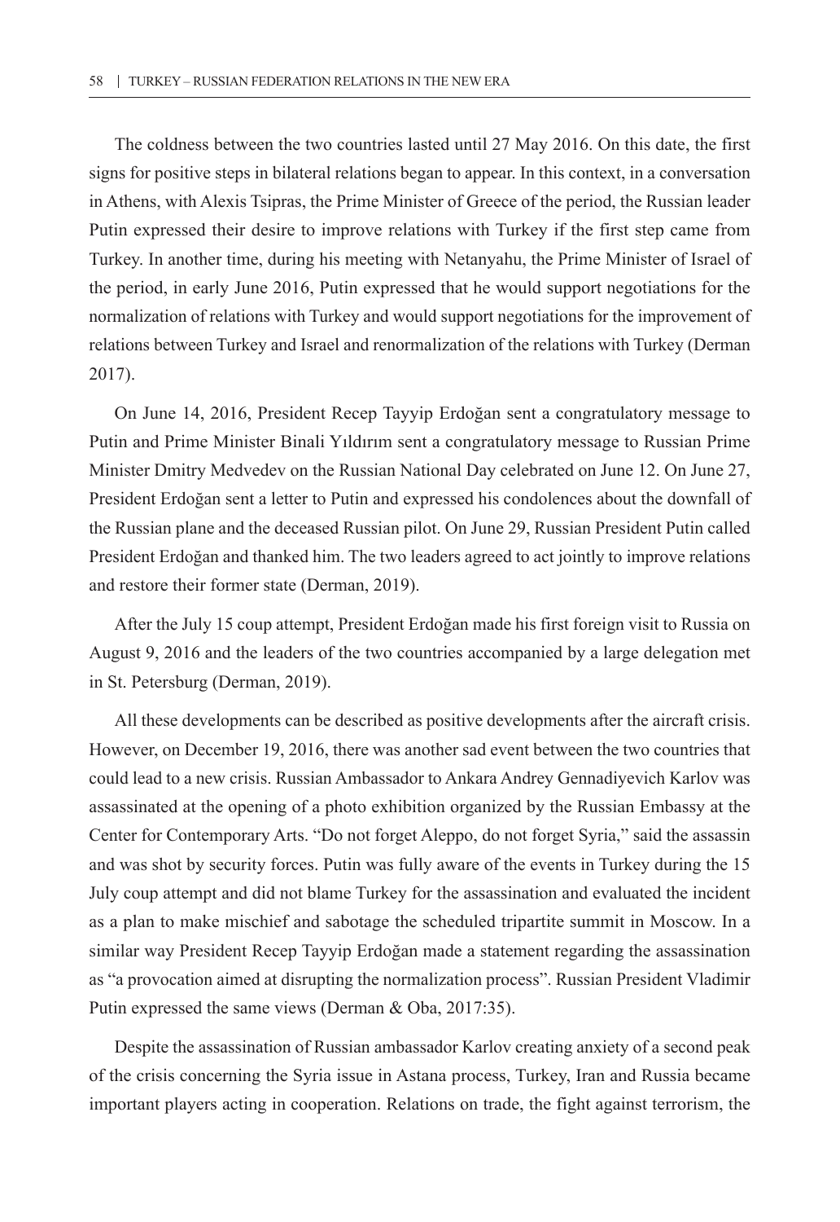The coldness between the two countries lasted until 27 May 2016. On this date, the first signs for positive steps in bilateral relations began to appear. In this context, in a conversation in Athens, with Alexis Tsipras, the Prime Minister of Greece of the period, the Russian leader Putin expressed their desire to improve relations with Turkey if the first step came from Turkey. In another time, during his meeting with Netanyahu, the Prime Minister of Israel of the period, in early June 2016, Putin expressed that he would support negotiations for the normalization of relations with Turkey and would support negotiations for the improvement of relations between Turkey and Israel and renormalization of the relations with Turkey (Derman 2017).

On June 14, 2016, President Recep Tayyip Erdoğan sent a congratulatory message to Putin and Prime Minister Binali Yıldırım sent a congratulatory message to Russian Prime Minister Dmitry Medvedev on the Russian National Day celebrated on June 12. On June 27, President Erdoğan sent a letter to Putin and expressed his condolences about the downfall of the Russian plane and the deceased Russian pilot. On June 29, Russian President Putin called President Erdoğan and thanked him. The two leaders agreed to act jointly to improve relations and restore their former state (Derman, 2019).

After the July 15 coup attempt, President Erdoğan made his first foreign visit to Russia on August 9, 2016 and the leaders of the two countries accompanied by a large delegation met in St. Petersburg (Derman, 2019).

All these developments can be described as positive developments after the aircraft crisis. However, on December 19, 2016, there was another sad event between the two countries that could lead to a new crisis. Russian Ambassador to Ankara Andrey Gennadiyevich Karlov was assassinated at the opening of a photo exhibition organized by the Russian Embassy at the Center for Contemporary Arts. "Do not forget Aleppo, do not forget Syria," said the assassin and was shot by security forces. Putin was fully aware of the events in Turkey during the 15 July coup attempt and did not blame Turkey for the assassination and evaluated the incident as a plan to make mischief and sabotage the scheduled tripartite summit in Moscow. In a similar way President Recep Tayyip Erdoğan made a statement regarding the assassination as "a provocation aimed at disrupting the normalization process". Russian President Vladimir Putin expressed the same views (Derman & Oba, 2017:35).

Despite the assassination of Russian ambassador Karlov creating anxiety of a second peak of the crisis concerning the Syria issue in Astana process, Turkey, Iran and Russia became important players acting in cooperation. Relations on trade, the fight against terrorism, the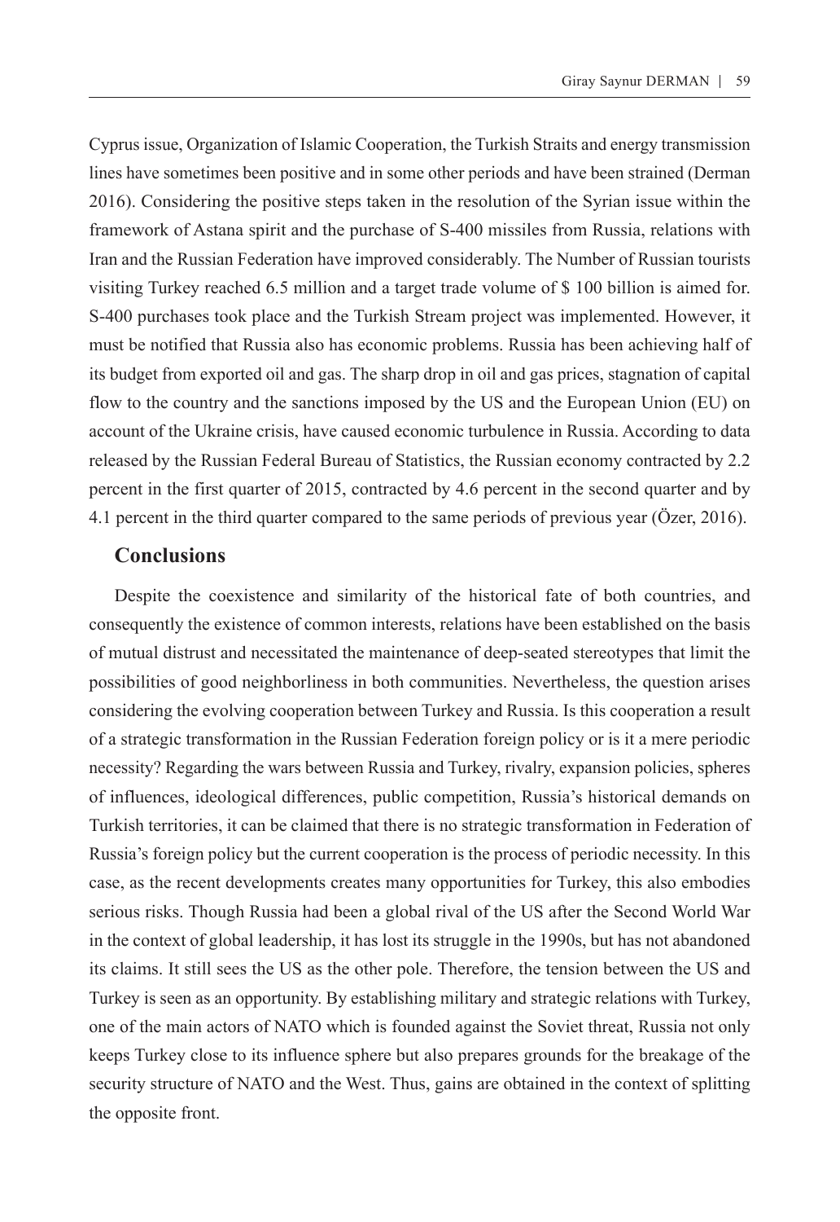Cyprus issue, Organization of Islamic Cooperation, the Turkish Straits and energy transmission lines have sometimes been positive and in some other periods and have been strained (Derman 2016). Considering the positive steps taken in the resolution of the Syrian issue within the framework of Astana spirit and the purchase of S-400 missiles from Russia, relations with Iran and the Russian Federation have improved considerably. The Number of Russian tourists visiting Turkey reached 6.5 million and a target trade volume of $ 100 billion is aimed for. S-400 purchases took place and the Turkish Stream project was implemented. However, it must be notified that Russia also has economic problems. Russia has been achieving half of its budget from exported oil and gas. The sharp drop in oil and gas prices, stagnation of capital flow to the country and the sanctions imposed by the US and the European Union (EU) on account of the Ukraine crisis, have caused economic turbulence in Russia. According to data released by the Russian Federal Bureau of Statistics, the Russian economy contracted by 2.2 percent in the first quarter of 2015, contracted by 4.6 percent in the second quarter and by 4.1 percent in the third quarter compared to the same periods of previous year (Özer, 2016).

## Conclusions

Despite the coexistence and similarity of the historical fate of both countries, and consequently the existence of common interests, relations have been established on the basis of mutual distrust and necessitated the maintenance of deep-seated stereotypes that limit the possibilities of good neighborliness in both communities. Nevertheless, the question arises considering the evolving cooperation between Turkey and Russia. Is this cooperation a result of a strategic transformation in the Russian Federation foreign policy or is it a mere periodic necessity? Regarding the wars between Russia and Turkey, rivalry, expansion policies, spheres of influences, ideological differences, public competition, Russia's historical demands on Turkish territories, it can be claimed that there is no strategic transformation in Federation of Russia's foreign policy but the current cooperation is the process of periodic necessity. In this case, as the recent developments creates many opportunities for Turkey, this also embodies serious risks. Though Russia had been a global rival of the US after the Second World War in the context of global leadership, it has lost its struggle in the 1990s, but has not abandoned its claims. It still sees the US as the other pole. Therefore, the tension between the US and Turkey is seen as an opportunity. By establishing military and strategic relations with Turkey, one of the main actors of NATO which is founded against the Soviet threat, Russia not only keeps Turkey close to its influence sphere but also prepares grounds for the breakage of the security structure of NATO and the West. Thus, gains are obtained in the context of splitting the opposite front.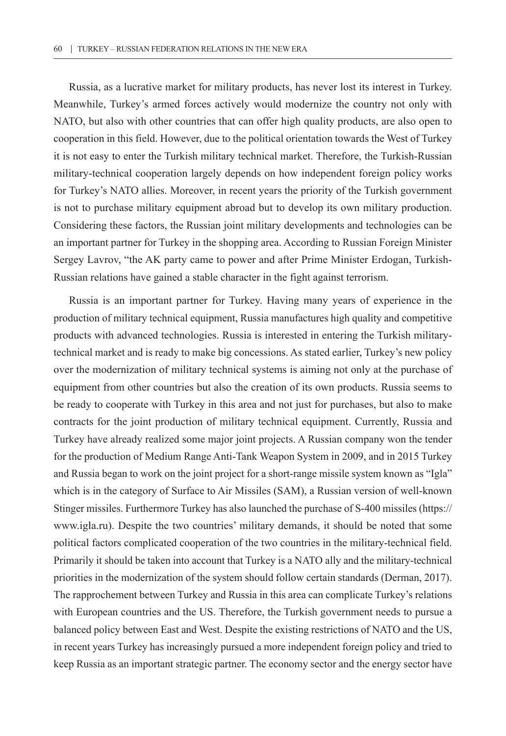Russia, as a lucrative market for military products, has never lost its interest in Turkey. Meanwhile, Turkey's armed forces actively would modernize the country not only with NATO, but also with other countries that can offer high quality products, are also open to cooperation in this field. However, due to the political orientation towards the West of Turkey it is not easy to enter the Turkish military technical market. Therefore, the Turkish-Russian military-technical cooperation largely depends on how independent foreign policy works for Turkey's NATO allies. Moreover, in recent years the priority of the Turkish government is not to purchase military equipment abroad but to develop its own military production. Considering these factors, the Russian joint military developments and technologies can be an important partner for Turkey in the shopping area. According to Russian Foreign Minister Sergey Lavrov, "the AK party came to power and after Prime Minister Erdogan, Turkish-Russian relations have gained a stable character in the fight against terrorism.

Russia is an important partner for Turkey. Having many years of experience in the production of military technical equipment, Russia manufactures high quality and competitive products with advanced technologies. Russia is interested in entering the Turkish military-technical market and is ready to make big concessions. As stated earlier, Turkey's new policy over the modernization of military technical systems is aiming not only at the purchase of equipment from other countries but also the creation of its own products. Russia seems to be ready to cooperate with Turkey in this area and not just for purchases, but also to make contracts for the joint production of military technical equipment. Currently, Russia and Turkey have already realized some major joint projects. A Russian company won the tender for the production of Medium Range Anti-Tank Weapon System in 2009, and in 2015 Turkey and Russia began to work on the joint project for a short-range missile system known as "Igla" which is in the category of Surface to Air Missiles (SAM), a Russian version of well-known Stinger missiles. Furthermore Turkey has also launched the purchase of S-400 missiles (https://www.igla.ru). Despite the two countries' military demands, it should be noted that some political factors complicated cooperation of the two countries in the military-technical field. Primarily it should be taken into account that Turkey is a NATO ally and the military-technical priorities in the modernization of the system should follow certain standards (Derman, 2017). The rapprochement between Turkey and Russia in this area can complicate Turkey's relations with European countries and the US. Therefore, the Turkish government needs to pursue a balanced policy between East and West. Despite the existing restrictions of NATO and the US, in recent years Turkey has increasingly pursued a more independent foreign policy and tried to keep Russia as an important strategic partner. The economy sector and the energy sector have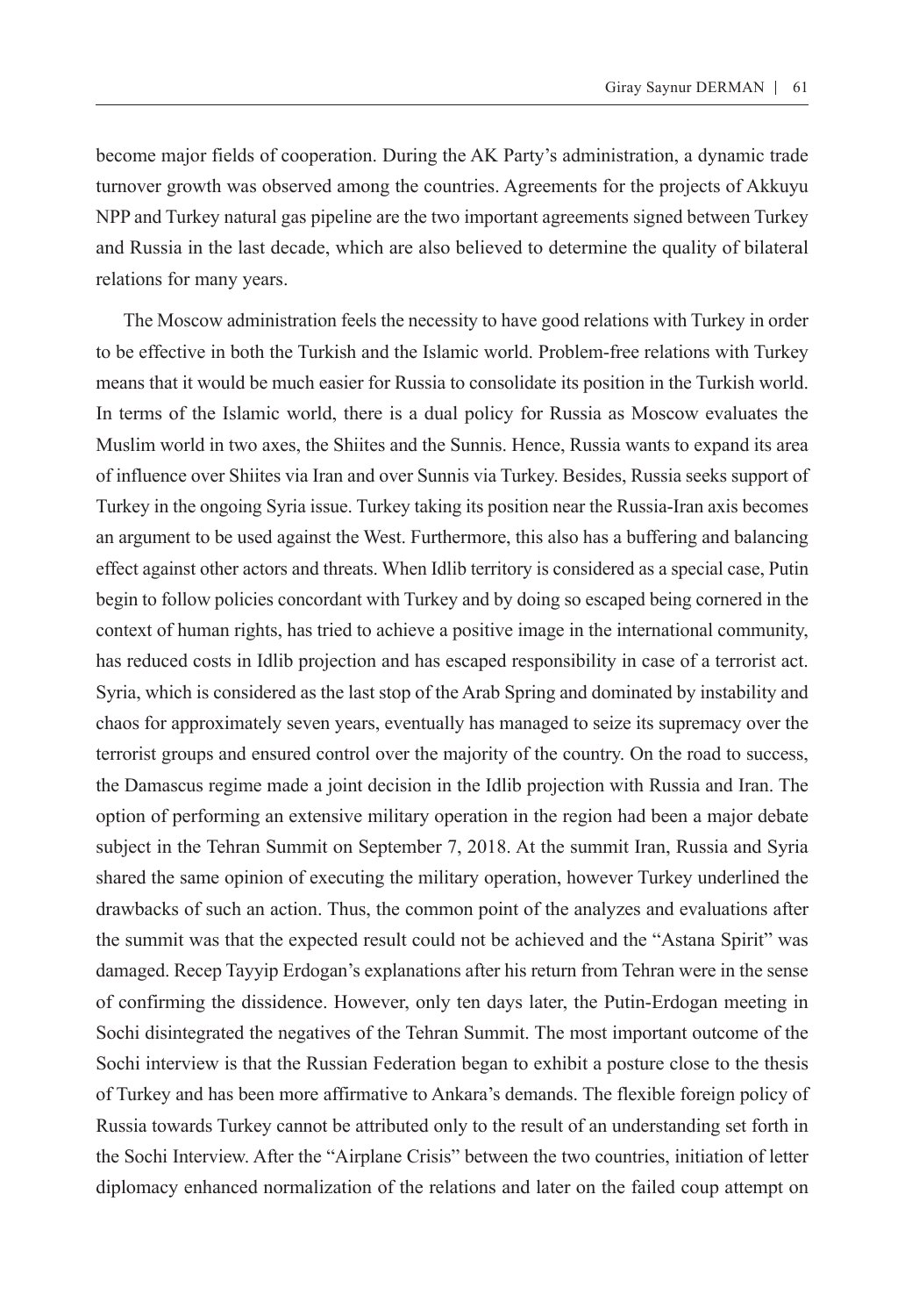become major fields of cooperation. During the AK Party's administration, a dynamic trade turnover growth was observed among the countries. Agreements for the projects of Akkuyu NPP and Turkey natural gas pipeline are the two important agreements signed between Turkey and Russia in the last decade, which are also believed to determine the quality of bilateral relations for many years.

The Moscow administration feels the necessity to have good relations with Turkey in order to be effective in both the Turkish and the Islamic world. Problem-free relations with Turkey means that it would be much easier for Russia to consolidate its position in the Turkish world. In terms of the Islamic world, there is a dual policy for Russia as Moscow evaluates the Muslim world in two axes, the Shiites and the Sunnis. Hence, Russia wants to expand its area of influence over Shiites via Iran and over Sunnis via Turkey. Besides, Russia seeks support of Turkey in the ongoing Syria issue. Turkey taking its position near the Russia-Iran axis becomes an argument to be used against the West. Furthermore, this also has a buffering and balancing effect against other actors and threats. When Idlib territory is considered as a special case, Putin begin to follow policies concordant with Turkey and by doing so escaped being cornered in the context of human rights, has tried to achieve a positive image in the international community, has reduced costs in Idlib projection and has escaped responsibility in case of a terrorist act. Syria, which is considered as the last stop of the Arab Spring and dominated by instability and chaos for approximately seven years, eventually has managed to seize its supremacy over the terrorist groups and ensured control over the majority of the country. On the road to success, the Damascus regime made a joint decision in the Idlib projection with Russia and Iran. The option of performing an extensive military operation in the region had been a major debate subject in the Tehran Summit on September 7, 2018. At the summit Iran, Russia and Syria shared the same opinion of executing the military operation, however Turkey underlined the drawbacks of such an action. Thus, the common point of the analyzes and evaluations after the summit was that the expected result could not be achieved and the "Astana Spirit" was damaged. Recep Tayyip Erdogan's explanations after his return from Tehran were in the sense of confirming the dissidence. However, only ten days later, the Putin-Erdogan meeting in Sochi disintegrated the negatives of the Tehran Summit. The most important outcome of the Sochi interview is that the Russian Federation began to exhibit a posture close to the thesis of Turkey and has been more affirmative to Ankara's demands. The flexible foreign policy of Russia towards Turkey cannot be attributed only to the result of an understanding set forth in the Sochi Interview. After the "Airplane Crisis" between the two countries, initiation of letter diplomacy enhanced normalization of the relations and later on the failed coup attempt on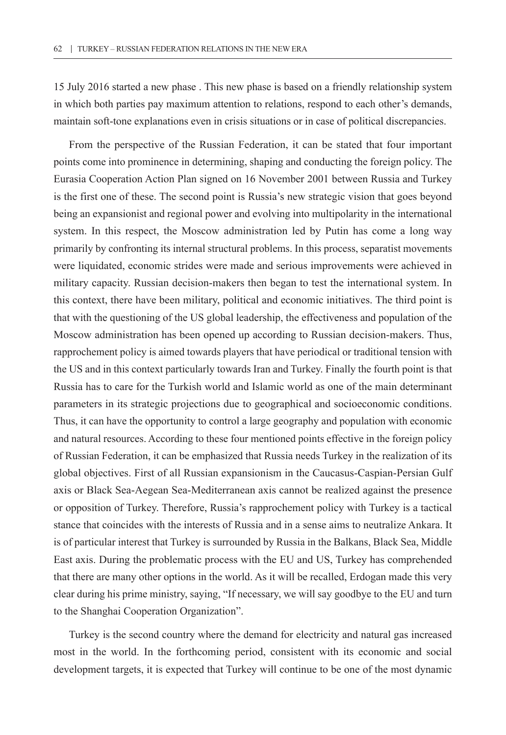15 July 2016 started a new phase . This new phase is based on a friendly relationship system in which both parties pay maximum attention to relations, respond to each other's demands, maintain soft-tone explanations even in crisis situations or in case of political discrepancies.

From the perspective of the Russian Federation, it can be stated that four important points come into prominence in determining, shaping and conducting the foreign policy. The Eurasia Cooperation Action Plan signed on 16 November 2001 between Russia and Turkey is the first one of these. The second point is Russia's new strategic vision that goes beyond being an expansionist and regional power and evolving into multipolarity in the international system. In this respect, the Moscow administration led by Putin has come a long way primarily by confronting its internal structural problems. In this process, separatist movements were liquidated, economic strides were made and serious improvements were achieved in military capacity. Russian decision-makers then began to test the international system. In this context, there have been military, political and economic initiatives. The third point is that with the questioning of the US global leadership, the effectiveness and population of the Moscow administration has been opened up according to Russian decision-makers. Thus, rapprochement policy is aimed towards players that have periodical or traditional tension with the US and in this context particularly towards Iran and Turkey. Finally the fourth point is that Russia has to care for the Turkish world and Islamic world as one of the main determinant parameters in its strategic projections due to geographical and socioeconomic conditions. Thus, it can have the opportunity to control a large geography and population with economic and natural resources. According to these four mentioned points effective in the foreign policy of Russian Federation, it can be emphasized that Russia needs Turkey in the realization of its global objectives. First of all Russian expansionism in the Caucasus-Caspian-Persian Gulf axis or Black Sea-Aegean Sea-Mediterranean axis cannot be realized against the presence or opposition of Turkey. Therefore, Russia's rapprochement policy with Turkey is a tactical stance that coincides with the interests of Russia and in a sense aims to neutralize Ankara. It is of particular interest that Turkey is surrounded by Russia in the Balkans, Black Sea, Middle East axis. During the problematic process with the EU and US, Turkey has comprehended that there are many other options in the world. As it will be recalled, Erdogan made this very clear during his prime ministry, saying, "If necessary, we will say goodbye to the EU and turn to the Shanghai Cooperation Organization".

Turkey is the second country where the demand for electricity and natural gas increased most in the world. In the forthcoming period, consistent with its economic and social development targets, it is expected that Turkey will continue to be one of the most dynamic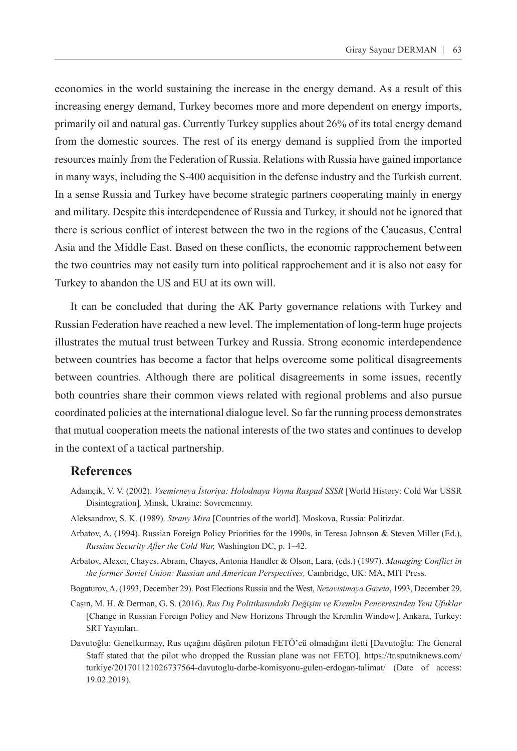economies in the world sustaining the increase in the energy demand. As a result of this increasing energy demand, Turkey becomes more and more dependent on energy imports, primarily oil and natural gas. Currently Turkey supplies about 26% of its total energy demand from the domestic sources. The rest of its energy demand is supplied from the imported resources mainly from the Federation of Russia. Relations with Russia have gained importance in many ways, including the S-400 acquisition in the defense industry and the Turkish current. In a sense Russia and Turkey have become strategic partners cooperating mainly in energy and military. Despite this interdependence of Russia and Turkey, it should not be ignored that there is serious conflict of interest between the two in the regions of the Caucasus, Central Asia and the Middle East. Based on these conflicts, the economic rapprochement between the two countries may not easily turn into political rapprochement and it is also not easy for Turkey to abandon the US and EU at its own will.

It can be concluded that during the AK Party governance relations with Turkey and Russian Federation have reached a new level. The implementation of long-term huge projects illustrates the mutual trust between Turkey and Russia. Strong economic interdependence between countries has become a factor that helps overcome some political disagreements between countries. Although there are political disagreements in some issues, recently both countries share their common views related with regional problems and also pursue coordinated policies at the international dialogue level. So far the running process demonstrates that mutual cooperation meets the national interests of the two states and continues to develop in the context of a tactical partnership.

## References

Adamçik, V. V. (2002). *Vsemirneya İstoriya: Holodnaya Voyna Raspad SSSR* [World History: Cold War USSR Disintegration]*,* Minsk, Ukraine: Sovremennıy.

Aleksandrov, S. K. (1989). *Strany Mira* [Countries of the world]. Moskova, Russia: Politizdat.

Arbatov, A. (1994). Russian Foreign Policy Priorities for the 1990s, in Teresa Johnson & Steven Miller (Ed.), *Russian Security After the Cold War,* Washington DC, p. 1–42.

Arbatov, Alexei, Chayes, Abram, Chayes, Antonia Handler & Olson, Lara, (eds.) (1997). *Managing Conflict in the former Soviet Union: Russian and American Perspectives,* Cambridge, UK: MA, MIT Press.

Bogaturov, A. (1993, December 29). Post Elections Russia and the West, *Nezavisimaya Gazeta*, 1993, December 29.

Caşın, M. H. & Derman, G. S. (2016). *Rus Dış Politikasındaki Değişim ve Kremlin Penceresinden Yeni Ufuklar* [Change in Russian Foreign Policy and New Horizons Through the Kremlin Window], Ankara, Turkey: SRT Yayınları.

Davutoğlu: Genelkurmay, Rus uçağını düşüren pilotun FETÖ'cü olmadığını iletti [Davutoğlu: The General Staff stated that the pilot who dropped the Russian plane was not FETO]. https://tr.sputniknews.com/turkiye/201701121026737564-davutoglu-darbe-komisyonu-gulen-erdogan-talimat/ (Date of access: 19.02.2019).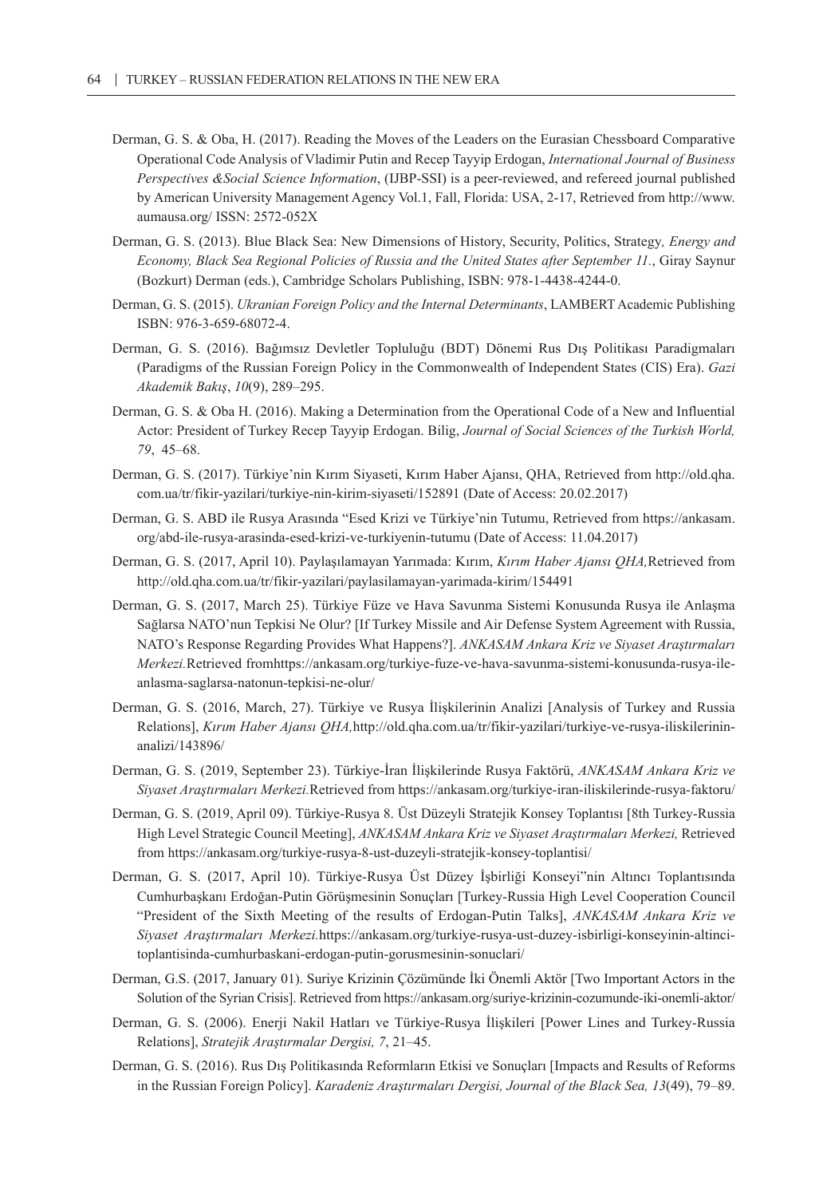Derman, G. S. & Oba, H. (2017). Reading the Moves of the Leaders on the Eurasian Chessboard Comparative Operational Code Analysis of Vladimir Putin and Recep Tayyip Erdogan, *International Journal of Business Perspectives &Social Science Information*, (IJBP-SSI) is a peer-reviewed, and refereed journal published by American University Management Agency Vol.1, Fall, Florida: USA, 2-17, Retrieved from http://www.aumausa.org/ ISSN: 2572-052X

Derman, G. S. (2013). Blue Black Sea: New Dimensions of History, Security, Politics, Strategy*, Energy and Economy, Black Sea Regional Policies of Russia and the United States after September 11*., Giray Saynur (Bozkurt) Derman (eds.), Cambridge Scholars Publishing, ISBN: 978-1-4438-4244-0.

Derman, G. S. (2015). *Ukranian Foreign Policy and the Internal Determinants*, LAMBERT Academic Publishing ISBN: 976-3-659-68072-4.

Derman, G. S. (2016). Bağımsız Devletler Topluluğu (BDT) Dönemi Rus Dış Politikası Paradigmaları (Paradigms of the Russian Foreign Policy in the Commonwealth of Independent States (CIS) Era). *Gazi Akademik Bakış*, *10*(9), 289–295.

Derman, G. S. & Oba H. (2016). Making a Determination from the Operational Code of a New and Influential Actor: President of Turkey Recep Tayyip Erdogan. Bilig, *Journal of Social Sciences of the Turkish World, 79*, 45–68.

Derman, G. S. (2017). Türkiye'nin Kırım Siyaseti, Kırım Haber Ajansı, QHA, Retrieved from http://old.qha.com.ua/tr/fikir-yazilari/turkiye-nin-kirim-siyaseti/152891 (Date of Access: 20.02.2017)

Derman, G. S. ABD ile Rusya Arasında "Esed Krizi ve Türkiye'nin Tutumu, Retrieved from https://ankasam.org/abd-ile-rusya-arasinda-esed-krizi-ve-turkiyenin-tutumu (Date of Access: 11.04.2017)

Derman, G. S. (2017, April 10). Paylaşılamayan Yarımada: Kırım, *Kırım Haber Ajansı QHA,*Retrieved from http://old.qha.com.ua/tr/fikir-yazilari/paylasilamayan-yarimada-kirim/154491

Derman, G. S. (2017, March 25). Türkiye Füze ve Hava Savunma Sistemi Konusunda Rusya ile Anlaşma Sağlarsa NATO'nun Tepkisi Ne Olur? [If Turkey Missile and Air Defense System Agreement with Russia, NATO's Response Regarding Provides What Happens?]. *ANKASAM Ankara Kriz ve Siyaset Araştırmaları Merkezi.*Retrieved fromhttps://ankasam.org/turkiye-fuze-ve-hava-savunma-sistemi-konusunda-rusya-ile-anlasma-saglarsa-natonun-tepkisi-ne-olur/

Derman, G. S. (2016, March, 27). Türkiye ve Rusya İlişkilerinin Analizi [Analysis of Turkey and Russia Relations], *Kırım Haber Ajansı QHA,*http://old.qha.com.ua/tr/fikir-yazilari/turkiye-ve-rusya-iliskilerinin-analizi/143896/

Derman, G. S. (2019, September 23). Türkiye-İran İlişkilerinde Rusya Faktörü, *ANKASAM Ankara Kriz ve Siyaset Araştırmaları Merkezi.*Retrieved from https://ankasam.org/turkiye-iran-iliskilerinde-rusya-faktoru/

Derman, G. S. (2019, April 09). Türkiye-Rusya 8. Üst Düzeyli Stratejik Konsey Toplantısı [8th Turkey-Russia High Level Strategic Council Meeting], *ANKASAM Ankara Kriz ve Siyaset Araştırmaları Merkezi,* Retrieved from https://ankasam.org/turkiye-rusya-8-ust-duzeyli-stratejik-konsey-toplantisi/

Derman, G. S. (2017, April 10). Türkiye-Rusya Üst Düzey İşbirliği Konseyi"nin Altıncı Toplantısında Cumhurbaşkanı Erdoğan-Putin Görüşmesinin Sonuçları [Turkey-Russia High Level Cooperation Council "President of the Sixth Meeting of the results of Erdogan-Putin Talks], *ANKASAM Ankara Kriz ve Siyaset Araştırmaları Merkezi.*https://ankasam.org/turkiye-rusya-ust-duzey-isbirligi-konseyinin-altinci-toplantisinda-cumhurbaskani-erdogan-putin-gorusmesinin-sonuclari/

Derman, G.S. (2017, January 01). Suriye Krizinin Çözümünde İki Önemli Aktör [Two Important Actors in the Solution of the Syrian Crisis]. Retrieved from https://ankasam.org/suriye-krizinin-cozumunde-iki-onemli-aktor/

Derman, G. S. (2006). Enerji Nakil Hatları ve Türkiye-Rusya İlişkileri [Power Lines and Turkey-Russia Relations], *Stratejik Araştırmalar Dergisi, 7*, 21–45.

Derman, G. S. (2016). Rus Dış Politikasında Reformların Etkisi ve Sonuçları [Impacts and Results of Reforms in the Russian Foreign Policy]. *Karadeniz Araştırmaları Dergisi, Journal of the Black Sea, 13*(49), 79–89.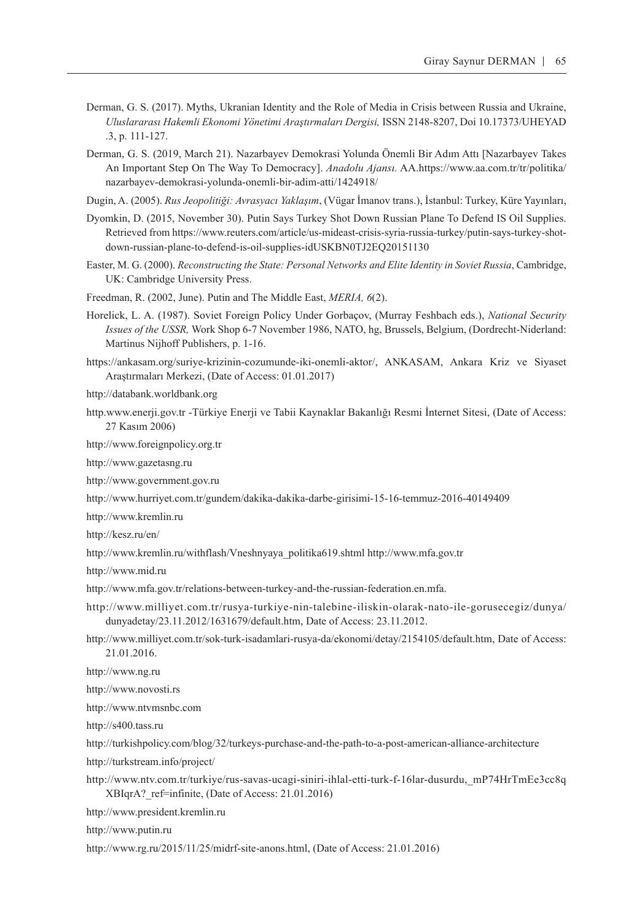Derman, G. S. (2017). Myths, Ukranian Identity and the Role of Media in Crisis between Russia and Ukraine, *Uluslararası Hakemli Ekonomi Yönetimi Araştırmaları Dergisi,* ISSN 2148-8207, Doi 10.17373/UHEYAD .3, p. 111-127.

Derman, G. S. (2019, March 21). Nazarbayev Demokrasi Yolunda Önemli Bir Adım Attı [Nazarbayev Takes An Important Step On The Way To Democracy]. *Anadolu Ajansı*. AA.https://www.aa.com.tr/tr/politika/nazarbayev-demokrasi-yolunda-onemli-bir-adim-atti/1424918/

Dugin, A. (2005). *Rus Jeopolitiği: Avrasyacı Yaklaşım*, (Vügar İmanov trans.), İstanbul: Turkey, Küre Yayınları,

Dyomkin, D. (2015, November 30). Putin Says Turkey Shot Down Russian Plane To Defend IS Oil Supplies. Retrieved from https://www.reuters.com/article/us-mideast-crisis-syria-russia-turkey/putin-says-turkey-shot-down-russian-plane-to-defend-is-oil-supplies-idUSKBN0TJ2EQ20151130

Easter, M. G. (2000). *Reconstructing the State: Personal Networks and Elite Identity in Soviet Russia*, Cambridge, UK: Cambridge University Press.

Freedman, R. (2002, June). Putin and The Middle East, *MERIA, 6*(2).

Horelick, L. A. (1987). Soviet Foreign Policy Under Gorbaçov, (Murray Feshbach eds.), *National Security Issues of the USSR,* Work Shop 6-7 November 1986, NATO, hg, Brussels, Belgium, (Dordrecht-Niderland: Martinus Nijhoff Publishers, p. 1-16.

https://ankasam.org/suriye-krizinin-cozumunde-iki-onemli-aktor/, ANKASAM, Ankara Kriz ve Siyaset Araştırmaları Merkezi, (Date of Access: 01.01.2017)

http://databank.worldbank.org

http.www.enerji.gov.tr -Türkiye Enerji ve Tabii Kaynaklar Bakanlığı Resmi İnternet Sitesi, (Date of Access: 27 Kasım 2006)

http://www.foreignpolicy.org.tr

http://www.gazetasng.ru

http://www.government.gov.ru

http://www.hurriyet.com.tr/gundem/dakika-dakika-darbe-girisimi-15-16-temmuz-2016-40149409

http://www.kremlin.ru

http://kesz.ru/en/

http://www.kremlin.ru/withflash/Vneshnyaya_politika619.shtml http://www.mfa.gov.tr

http://www.mid.ru

http://www.mfa.gov.tr/relations-between-turkey-and-the-russian-federation.en.mfa.

http://www.milliyet.com.tr/rusya-turkiye-nin-talebine-iliskin-olarak-nato-ile-gorusecegiz/dunya/dunyadetay/23.11.2012/1631679/default.htm, Date of Access: 23.11.2012.

http://www.milliyet.com.tr/sok-turk-isadamlari-rusya-da/ekonomi/detay/2154105/default.htm, Date of Access: 21.01.2016.

http://www.ng.ru

http://www.novosti.rs

http://www.ntvmsnbc.com

http://s400.tass.ru

http://turkishpolicy.com/blog/32/turkeys-purchase-and-the-path-to-a-post-american-alliance-architecture

http://turkstream.info/project/

http://www.ntv.com.tr/turkiye/rus-savas-ucagi-siniri-ihlal-etti-turk-f-16lar-dusurdu,_mP74HrTmEe3cc8qXBIqrA?_ref=infinite, (Date of Access: 21.01.2016)

http://www.president.kremlin.ru

http://www.putin.ru

http://www.rg.ru/2015/11/25/midrf-site-anons.html, (Date of Access: 21.01.2016)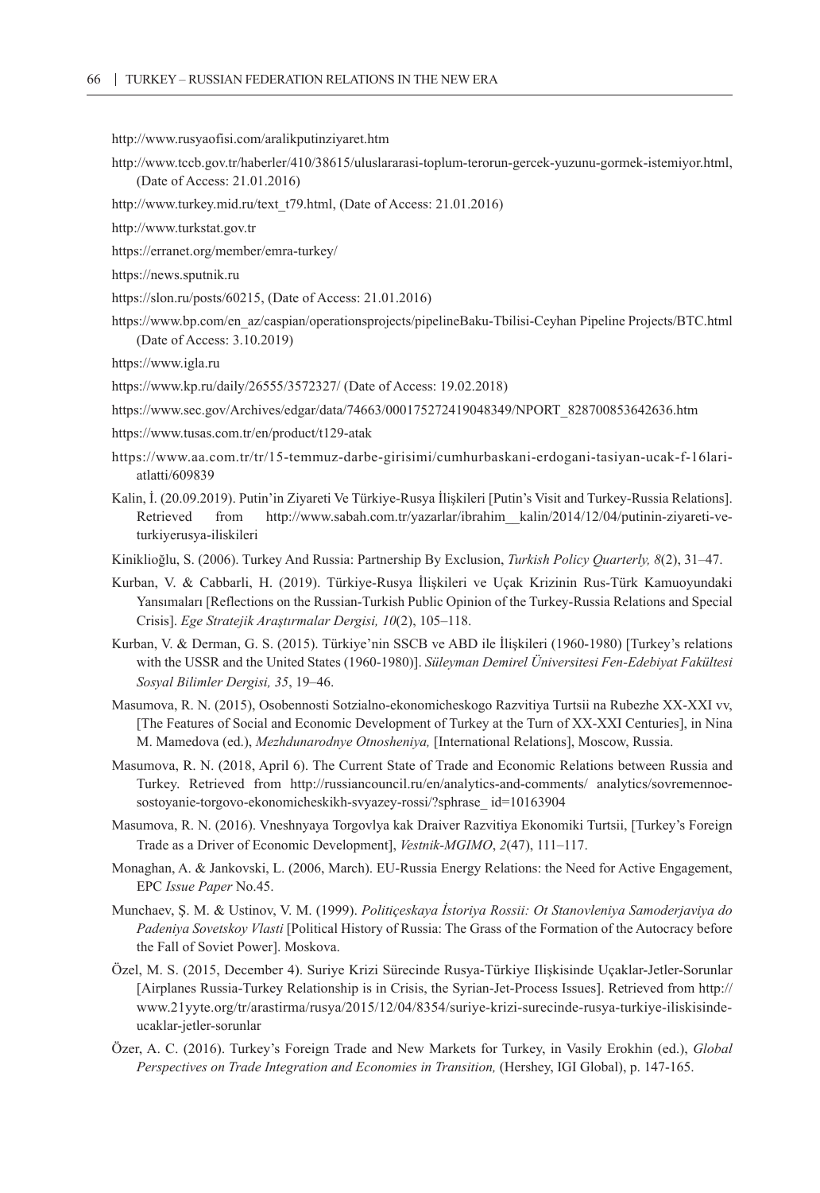http://www.rusyaofisi.com/aralikputinziyaret.htm

http://www.tccb.gov.tr/haberler/410/38615/uluslararasi-toplum-terorun-gercek-yuzunu-gormek-istemiyor.html, (Date of Access: 21.01.2016)

http://www.turkey.mid.ru/text_t79.html, (Date of Access: 21.01.2016)

http://www.turkstat.gov.tr

https://erranet.org/member/emra-turkey/

https://news.sputnik.ru

https://slon.ru/posts/60215, (Date of Access: 21.01.2016)

https://www.bp.com/en_az/caspian/operationsprojects/pipelineBaku-Tbilisi-Ceyhan Pipeline Projects/BTC.html (Date of Access: 3.10.2019)

https://www.igla.ru

https://www.kp.ru/daily/26555/3572327/ (Date of Access: 19.02.2018)

https://www.sec.gov/Archives/edgar/data/74663/000175272419048349/NPORT_828700853642636.htm

https://www.tusas.com.tr/en/product/t129-atak

https://www.aa.com.tr/tr/15-temmuz-darbe-girisimi/cumhurbaskani-erdogani-tasiyan-ucak-f-16lari-atlatti/609839

Kalin, İ. (20.09.2019). Putin'in Ziyareti Ve Türkiye-Rusya İlişkileri [Putin's Visit and Turkey-Russia Relations]. Retrieved from http://www.sabah.com.tr/yazarlar/ibrahim__kalin/2014/12/04/putinin-ziyareti-ve-turkiyerusya-iliskileri

Kiniklioğlu, S. (2006). Turkey And Russia: Partnership By Exclusion, *Turkish Policy Quarterly, 8*(2), 31–47.

Kurban, V. & Cabbarli, H. (2019). Türkiye-Rusya İlişkileri ve Uçak Krizinin Rus-Türk Kamuoyundaki Yansımaları [Reflections on the Russian-Turkish Public Opinion of the Turkey-Russia Relations and Special Crisis]. *Ege Stratejik Araştırmalar Dergisi, 10*(2), 105–118.

Kurban, V. & Derman, G. S. (2015). Türkiye'nin SSCB ve ABD ile İlişkileri (1960-1980) [Turkey's relations with the USSR and the United States (1960-1980)]. *Süleyman Demirel Üniversitesi Fen-Edebiyat Fakültesi Sosyal Bilimler Dergisi, 35*, 19–46.

Masumova, R. N. (2015), Osobennosti Sotzialno-ekonomicheskogo Razvitiya Turtsii na Rubezhe XX-XXI vv, [The Features of Social and Economic Development of Turkey at the Turn of XX-XXI Centuries], in Nina M. Mamedova (ed.), *Mezhdunarodnye Otnosheniya,* [International Relations], Moscow, Russia.

Masumova, R. N. (2018, April 6). The Current State of Trade and Economic Relations between Russia and Turkey. Retrieved from http://russiancouncil.ru/en/analytics-and-comments/ analytics/sovremennoe-sostoyanie-torgovo-ekonomicheskikh-svyazey-rossi/?sphrase_ id=10163904

Masumova, R. N. (2016). Vneshnyaya Torgovlya kak Draiver Razvitiya Ekonomiki Turtsii, [Turkey's Foreign Trade as a Driver of Economic Development], *Vestnik-MGIMO*, *2*(47), 111–117.

Monaghan, A. & Jankovski, L. (2006, March). EU-Russia Energy Relations: the Need for Active Engagement, EPC *Issue Paper* No.45.

Munchaev, Ş. M. & Ustinov, V. M. (1999). *Politiçeskaya İstoriya Rossii: Ot Stanovleniya Samoderjaviya do Padeniya Sovetskoy Vlasti* [Political History of Russia: The Grass of the Formation of the Autocracy before the Fall of Soviet Power]. Moskova.

Özel, M. S. (2015, December 4). Suriye Krizi Sürecinde Rusya-Türkiye Ilişkisinde Uçaklar-Jetler-Sorunlar [Airplanes Russia-Turkey Relationship is in Crisis, the Syrian-Jet-Process Issues]. Retrieved from http://www.21yyte.org/tr/arastirma/rusya/2015/12/04/8354/suriye-krizi-surecinde-rusya-turkiye-iliskisinde-ucaklar-jetler-sorunlar

Özer, A. C. (2016). Turkey's Foreign Trade and New Markets for Turkey, in Vasily Erokhin (ed.), *Global Perspectives on Trade Integration and Economies in Transition,* (Hershey, IGI Global), p. 147-165.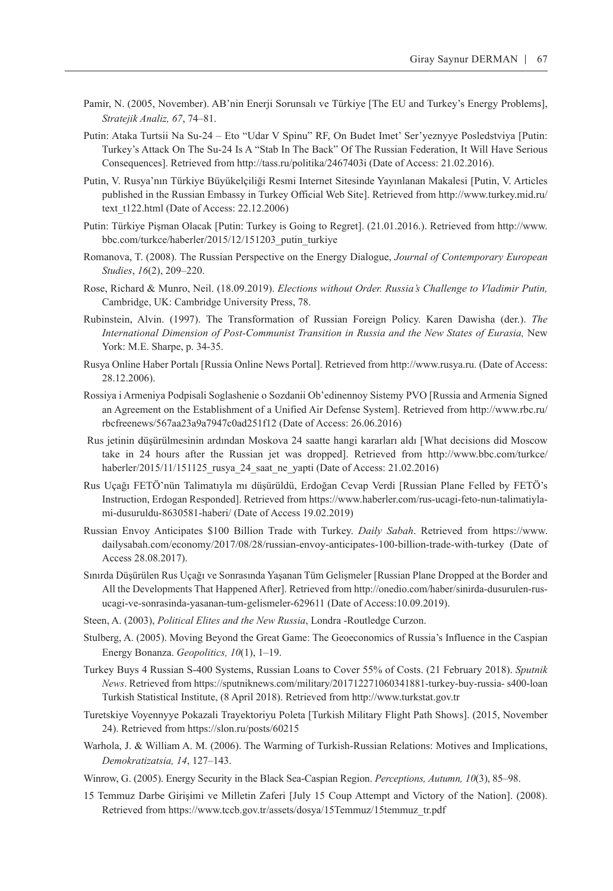Pamir, N. (2005, November). AB'nin Enerji Sorunsalı ve Türkiye [The EU and Turkey's Energy Problems], *Stratejik Analiz, 67*, 74–81.

Putin: Ataka Turtsii Na Su-24 – Eto "Udar V Spinu" RF, On Budet Imet' Ser'yeznyye Posledstviya [Putin: Turkey's Attack On The Su-24 Is A "Stab In The Back" Of The Russian Federation, It Will Have Serious Consequences]. Retrieved from http://tass.ru/politika/2467403i (Date of Access: 21.02.2016).

Putin, V. Rusya'nın Türkiye Büyükelçiliği Resmi Internet Sitesinde Yayınlanan Makalesi [Putin, V. Articles published in the Russian Embassy in Turkey Official Web Site]. Retrieved from http://www.turkey.mid.ru/text_t122.html (Date of Access: 22.12.2006)

Putin: Türkiye Pişman Olacak [Putin: Turkey is Going to Regret]. (21.01.2016.). Retrieved from http://www.bbc.com/turkce/haberler/2015/12/151203_putin_turkiye

Romanova, T. (2008). The Russian Perspective on the Energy Dialogue, *Journal of Contemporary European Studies*, *16*(2), 209–220.

Rose, Richard & Munro, Neil. (18.09.2019). *Elections without Order. Russia's Challenge to Vladimir Putin,* Cambridge, UK: Cambridge University Press, 78.

Rubinstein, Alvin. (1997). The Transformation of Russian Foreign Policy. Karen Dawisha (der.). *The International Dimension of Post-Communist Transition in Russia and the New States of Eurasia,* New York: M.E. Sharpe, p. 34-35.

Rusya Online Haber Portalı [Russia Online News Portal]. Retrieved from http://www.rusya.ru. (Date of Access: 28.12.2006).

Rossiya i Armeniya Podpisali Soglashenie o Sozdanii Ob'edinennoy Sistemy PVO [Russia and Armenia Signed an Agreement on the Establishment of a Unified Air Defense System]. Retrieved from http://www.rbc.ru/rbcfreenews/567aa23a9a7947c0ad251f12 (Date of Access: 26.06.2016)

Rus jetinin düşürülmesinin ardından Moskova 24 saatte hangi kararları aldı [What decisions did Moscow take in 24 hours after the Russian jet was dropped]. Retrieved from http://www.bbc.com/turkce/haberler/2015/11/151125_rusya_24_saat_ne_yapti (Date of Access: 21.02.2016)

Rus Uçağı FETÖ'nün Talimatıyla mı düşürüldü, Erdoğan Cevap Verdi [Russian Plane Felled by FETÖ's Instruction, Erdogan Responded]. Retrieved from https://www.haberler.com/rus-ucagi-feto-nun-talimatiyla-mi-dusuruldu-8630581-haberi/ (Date of Access 19.02.2019)

Russian Envoy Anticipates $100 Billion Trade with Turkey. *Daily Sabah*. Retrieved from https://www.dailysabah.com/economy/2017/08/28/russian-envoy-anticipates-100-billion-trade-with-turkey (Date of Access 28.08.2017).

Sınırda Düşürülen Rus Uçağı ve Sonrasında Yaşanan Tüm Gelişmeler [Russian Plane Dropped at the Border and All the Developments That Happened After]. Retrieved from http://onedio.com/haber/sinirda-dusurulen-rus-ucagi-ve-sonrasinda-yasanan-tum-gelismeler-629611 (Date of Access:10.09.2019).

Steen, A. (2003), *Political Elites and the New Russia*, Londra -Routledge Curzon.

Stulberg, A. (2005). Moving Beyond the Great Game: The Geoeconomics of Russia's Influence in the Caspian Energy Bonanza. *Geopolitics, 10*(1), 1–19.

Turkey Buys 4 Russian S-400 Systems, Russian Loans to Cover 55% of Costs. (21 February 2018). *Sputnik News*. Retrieved from https://sputniknews.com/military/201712271060341881-turkey-buy-russia- s400-loan Turkish Statistical Institute, (8 April 2018). Retrieved from http://www.turkstat.gov.tr

Turetskiye Voyennyye Pokazali Trayektoriyu Poleta [Turkish Military Flight Path Shows]. (2015, November 24). Retrieved from https://slon.ru/posts/60215

Warhola, J. & William A. M. (2006). The Warming of Turkish-Russian Relations: Motives and Implications, *Demokratizatsia, 14*, 127–143.

Winrow, G. (2005). Energy Security in the Black Sea-Caspian Region. *Perceptions, Autumn, 10*(3), 85–98.

15 Temmuz Darbe Girişimi ve Milletin Zaferi [July 15 Coup Attempt and Victory of the Nation]. (2008). Retrieved from https://www.tccb.gov.tr/assets/dosya/15Temmuz/15temmuz_tr.pdf